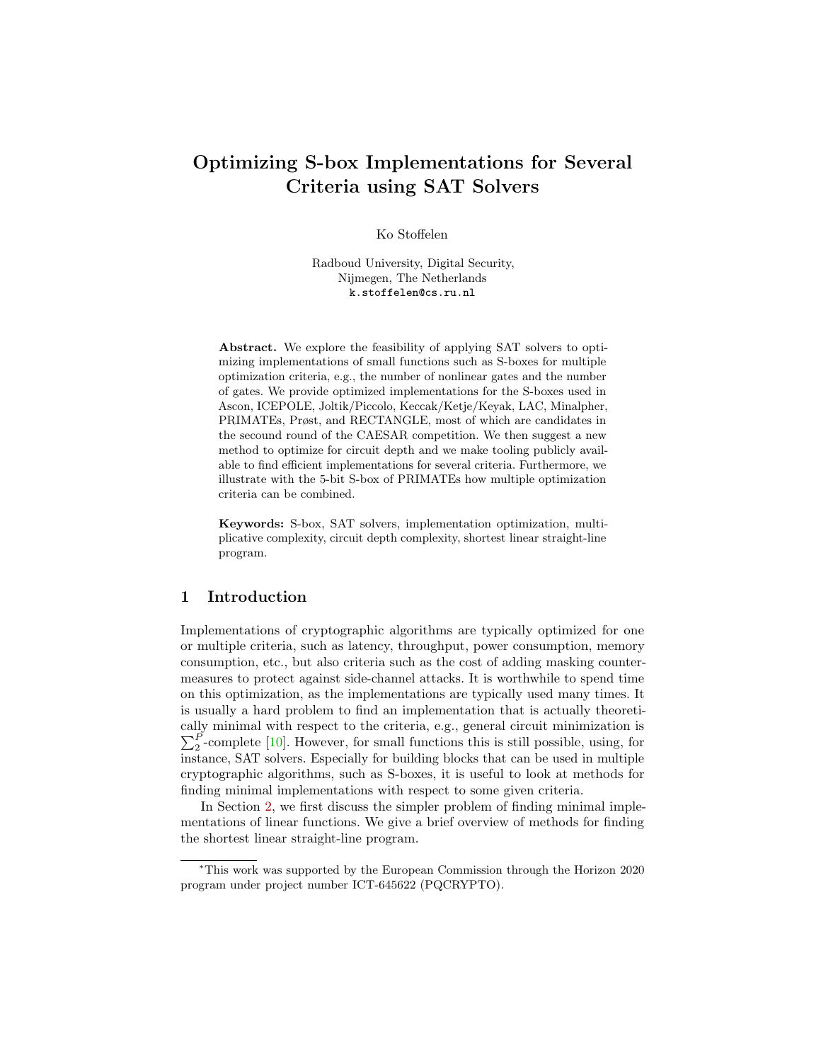# Optimizing S-box Implementations for Several Criteria using SAT Solvers

Ko Stoffelen

Radboud University, Digital Security,
Nijmegen, The Netherlands
k.stoffelen@cs.ru.nl

**Abstract.** We explore the feasibility of applying SAT solvers to optimizing implementations of small functions such as S-boxes for multiple optimization criteria, e.g., the number of nonlinear gates and the number of gates. We provide optimized implementations for the S-boxes used in Ascon, ICEPOLE, Joltik/Piccolo, Keccak/Ketje/Keyak, LAC, Minalpher, PRIMATEs, Prøst, and RECTANGLE, most of which are candidates in the secound round of the CAESAR competition. We then suggest a new method to optimize for circuit depth and we make tooling publicly available to find efficient implementations for several criteria. Furthermore, we illustrate with the 5-bit S-box of PRIMATEs how multiple optimization criteria can be combined.

**Keywords:** S-box, SAT solvers, implementation optimization, multiplicative complexity, circuit depth complexity, shortest linear straight-line program.

## 1 Introduction

Implementations of cryptographic algorithms are typically optimized for one or multiple criteria, such as latency, throughput, power consumption, memory consumption, etc., but also criteria such as the cost of adding masking countermeasures to protect against side-channel attacks. It is worthwhile to spend time on this optimization, as the implementations are typically used many times. It is usually a hard problem to find an implementation that is actually theoretically minimal with respect to the criteria, e.g., general circuit minimization is $\sum_2^P$-complete [10]. However, for small functions this is still possible, using, for instance, SAT solvers. Especially for building blocks that can be used in multiple cryptographic algorithms, such as S-boxes, it is useful to look at methods for finding minimal implementations with respect to some given criteria.

In Section 2, we first discuss the simpler problem of finding minimal implementations of linear functions. We give a brief overview of methods for finding the shortest linear straight-line program.

*This work was supported by the European Commission through the Horizon 2020 program under project number ICT-645622 (PQCRYPTO).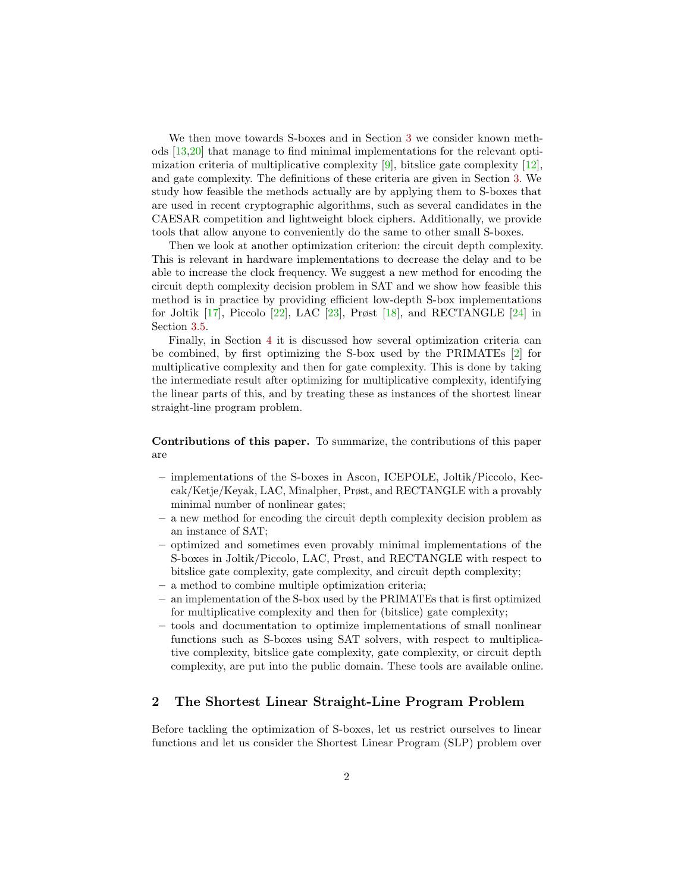We then move towards S-boxes and in Section 3 we consider known methods [13,20] that manage to find minimal implementations for the relevant optimization criteria of multiplicative complexity [9], bitslice gate complexity [12], and gate complexity. The definitions of these criteria are given in Section 3. We study how feasible the methods actually are by applying them to S-boxes that are used in recent cryptographic algorithms, such as several candidates in the CAESAR competition and lightweight block ciphers. Additionally, we provide tools that allow anyone to conveniently do the same to other small S-boxes.

Then we look at another optimization criterion: the circuit depth complexity. This is relevant in hardware implementations to decrease the delay and to be able to increase the clock frequency. We suggest a new method for encoding the circuit depth complexity decision problem in SAT and we show how feasible this method is in practice by providing efficient low-depth S-box implementations for Joltik [17], Piccolo [22], LAC [23], Prøst [18], and RECTANGLE [24] in Section 3.5.

Finally, in Section 4 it is discussed how several optimization criteria can be combined, by first optimizing the S-box used by the PRIMATEs [2] for multiplicative complexity and then for gate complexity. This is done by taking the intermediate result after optimizing for multiplicative complexity, identifying the linear parts of this, and by treating these as instances of the shortest linear straight-line program problem.

**Contributions of this paper.** To summarize, the contributions of this paper are

- implementations of the S-boxes in Ascon, ICEPOLE, Joltik/Piccolo, Keccak/Ketje/Keyak, LAC, Minalpher, Prøst, and RECTANGLE with a provably minimal number of nonlinear gates;
- a new method for encoding the circuit depth complexity decision problem as an instance of SAT;
- optimized and sometimes even provably minimal implementations of the S-boxes in Joltik/Piccolo, LAC, Prøst, and RECTANGLE with respect to bitslice gate complexity, gate complexity, and circuit depth complexity;
- a method to combine multiple optimization criteria;
- an implementation of the S-box used by the PRIMATEs that is first optimized for multiplicative complexity and then for (bitslice) gate complexity;
- tools and documentation to optimize implementations of small nonlinear functions such as S-boxes using SAT solvers, with respect to multiplicative complexity, bitslice gate complexity, gate complexity, or circuit depth complexity, are put into the public domain. These tools are available online.

## 2 The Shortest Linear Straight-Line Program Problem

Before tackling the optimization of S-boxes, let us restrict ourselves to linear functions and let us consider the Shortest Linear Program (SLP) problem over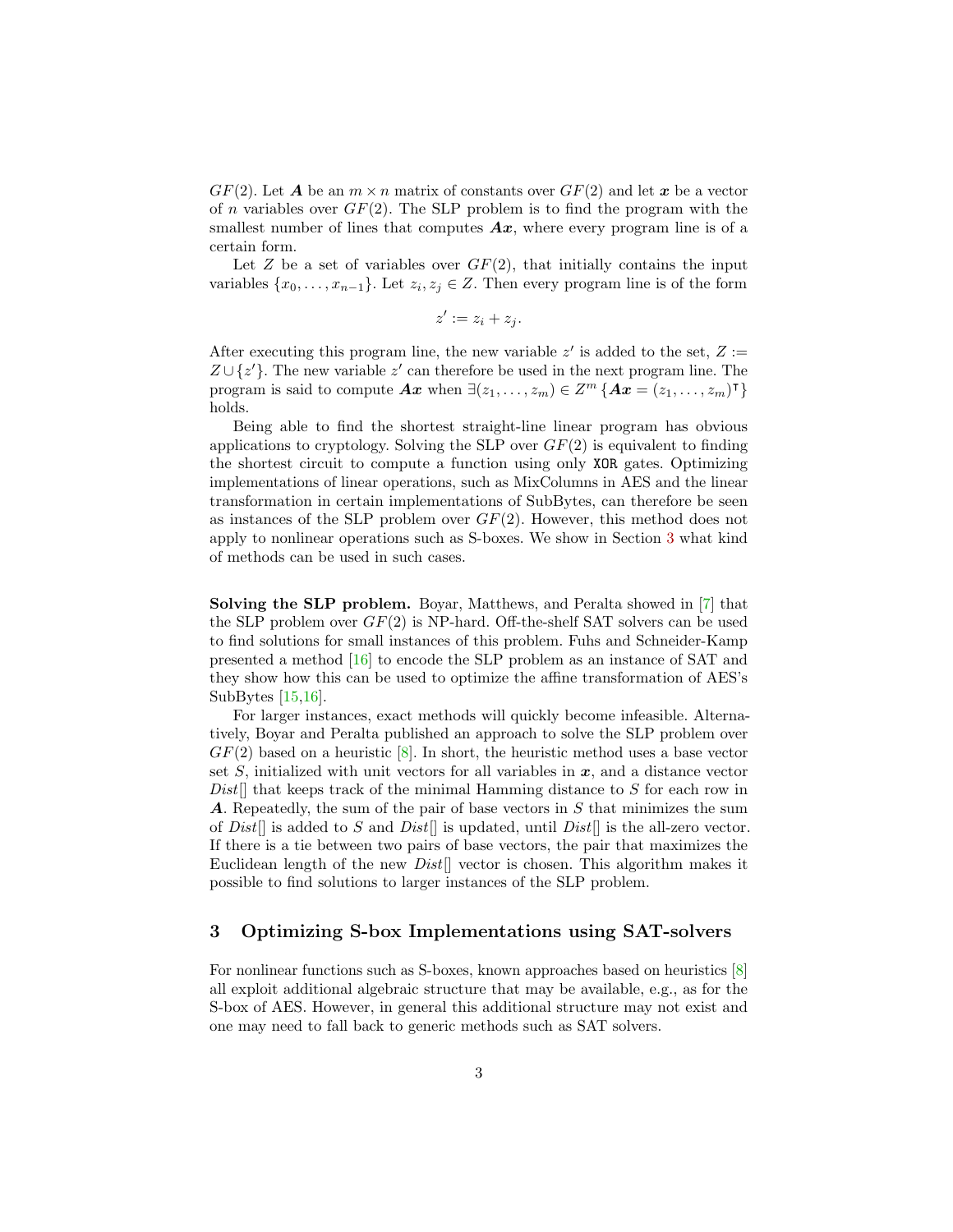$GF(2)$. Let $\boldsymbol{A}$ be an $m \times n$ matrix of constants over $GF(2)$ and let $\boldsymbol{x}$ be a vector of $n$ variables over $GF(2)$. The SLP problem is to find the program with the smallest number of lines that computes $\boldsymbol{Ax}$, where every program line is of a certain form.

Let $Z$ be a set of variables over $GF(2)$, that initially contains the input variables $\{x_0, \dots, x_{n-1}\}$. Let $z_i, z_j \in Z$. Then every program line is of the form

$$z' := z_i + z_j.$$

After executing this program line, the new variable $z'$ is added to the set, $Z := Z \cup \{z'\}$. The new variable $z'$ can therefore be used in the next program line. The program is said to compute $\boldsymbol{Ax}$ when $\exists (z_1, \dots, z_m) \in Z^m \{\boldsymbol{Ax} = (z_1, \dots, z_m)^\intercal\}$ holds.

Being able to find the shortest straight-line linear program has obvious applications to cryptology. Solving the SLP over $GF(2)$ is equivalent to finding the shortest circuit to compute a function using only `XOR` gates. Optimizing implementations of linear operations, such as MixColumns in AES and the linear transformation in certain implementations of SubBytes, can therefore be seen as instances of the SLP problem over $GF(2)$. However, this method does not apply to nonlinear operations such as S-boxes. We show in Section 3 what kind of methods can be used in such cases.

**Solving the SLP problem.** Boyar, Matthews, and Peralta showed in [7] that the SLP problem over $GF(2)$ is NP-hard. Off-the-shelf SAT solvers can be used to find solutions for small instances of this problem. Fuhs and Schneider-Kamp presented a method [16] to encode the SLP problem as an instance of SAT and they show how this can be used to optimize the affine transformation of AES's SubBytes [15,16].

For larger instances, exact methods will quickly become infeasible. Alternatively, Boyar and Peralta published an approach to solve the SLP problem over $GF(2)$ based on a heuristic [8]. In short, the heuristic method uses a base vector set $S$, initialized with unit vectors for all variables in $\boldsymbol{x}$, and a distance vector *Dist*[] that keeps track of the minimal Hamming distance to $S$ for each row in $\boldsymbol{A}$. Repeatedly, the sum of the pair of base vectors in $S$ that minimizes the sum of *Dist*[] is added to $S$ and *Dist*[] is updated, until *Dist*[] is the all-zero vector. If there is a tie between two pairs of base vectors, the pair that maximizes the Euclidean length of the new *Dist*[] vector is chosen. This algorithm makes it possible to find solutions to larger instances of the SLP problem.

## 3 Optimizing S-box Implementations using SAT-solvers

For nonlinear functions such as S-boxes, known approaches based on heuristics [8] all exploit additional algebraic structure that may be available, e.g., as for the S-box of AES. However, in general this additional structure may not exist and one may need to fall back to generic methods such as SAT solvers.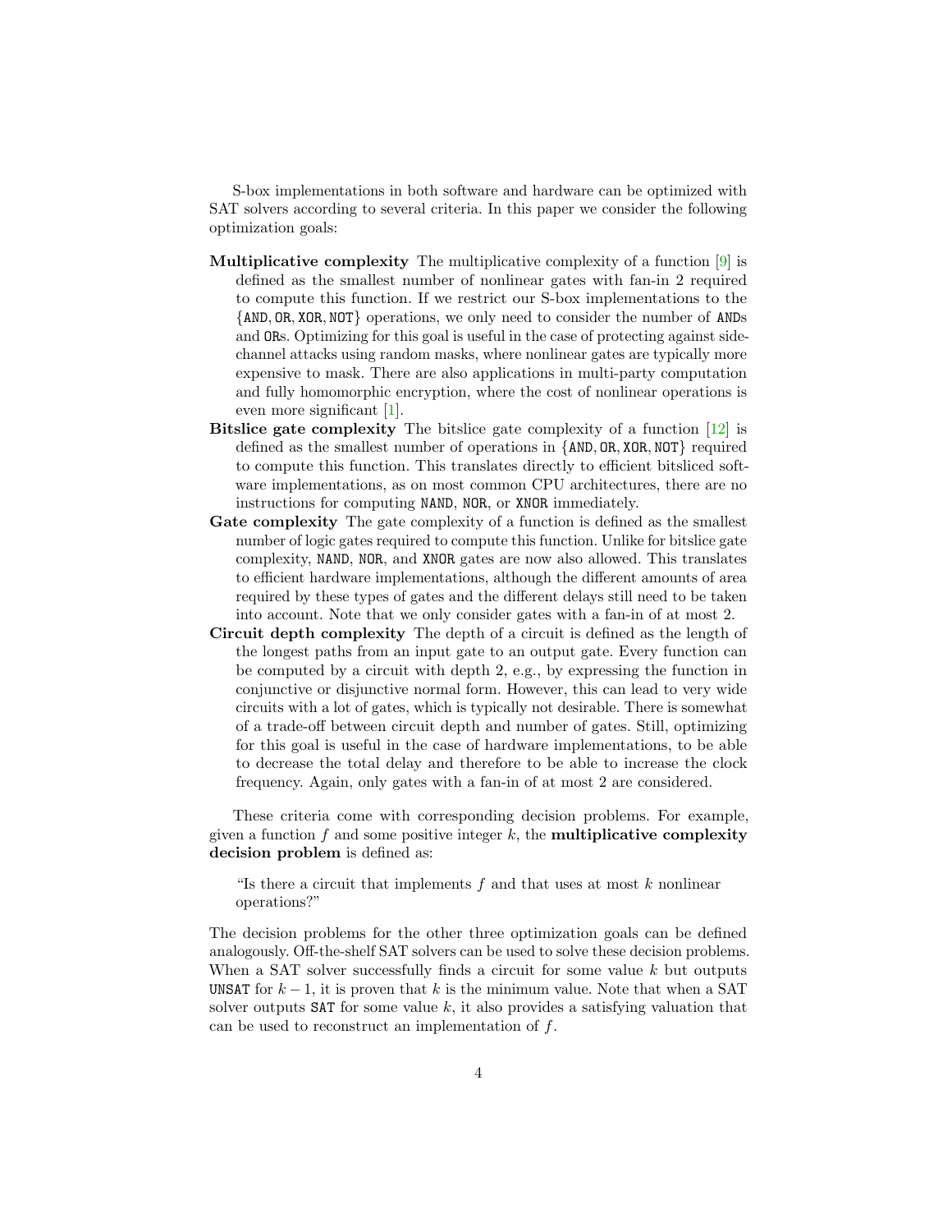S-box implementations in both software and hardware can be optimized with SAT solvers according to several criteria. In this paper we consider the following optimization goals:

- **Multiplicative complexity** The multiplicative complexity of a function [9] is defined as the smallest number of nonlinear gates with fan-in 2 required to compute this function. If we restrict our S-box implementations to the $\{$AND, OR, XOR, NOT$\}$ operations, we only need to consider the number of ANDs and ORs. Optimizing for this goal is useful in the case of protecting against side-channel attacks using random masks, where nonlinear gates are typically more expensive to mask. There are also applications in multi-party computation and fully homomorphic encryption, where the cost of nonlinear operations is even more significant [1].
- **Bitslice gate complexity** The bitslice gate complexity of a function [12] is defined as the smallest number of operations in $\{$AND, OR, XOR, NOT$\}$ required to compute this function. This translates directly to efficient bitsliced software implementations, as on most common CPU architectures, there are no instructions for computing NAND, NOR, or XNOR immediately.
- **Gate complexity** The gate complexity of a function is defined as the smallest number of logic gates required to compute this function. Unlike for bitslice gate complexity, NAND, NOR, and XNOR gates are now also allowed. This translates to efficient hardware implementations, although the different amounts of area required by these types of gates and the different delays still need to be taken into account. Note that we only consider gates with a fan-in of at most 2.
- **Circuit depth complexity** The depth of a circuit is defined as the length of the longest paths from an input gate to an output gate. Every function can be computed by a circuit with depth 2, e.g., by expressing the function in conjunctive or disjunctive normal form. However, this can lead to very wide circuits with a lot of gates, which is typically not desirable. There is somewhat of a trade-off between circuit depth and number of gates. Still, optimizing for this goal is useful in the case of hardware implementations, to be able to decrease the total delay and therefore to be able to increase the clock frequency. Again, only gates with a fan-in of at most 2 are considered.

These criteria come with corresponding decision problems. For example, given a function $f$ and some positive integer $k$, the **multiplicative complexity decision problem** is defined as:

> "Is there a circuit that implements $f$ and that uses at most $k$ nonlinear operations?"

The decision problems for the other three optimization goals can be defined analogously. Off-the-shelf SAT solvers can be used to solve these decision problems. When a SAT solver successfully finds a circuit for some value $k$ but outputs UNSAT for $k-1$, it is proven that $k$ is the minimum value. Note that when a SAT solver outputs SAT for some value $k$, it also provides a satisfying valuation that can be used to reconstruct an implementation of $f$.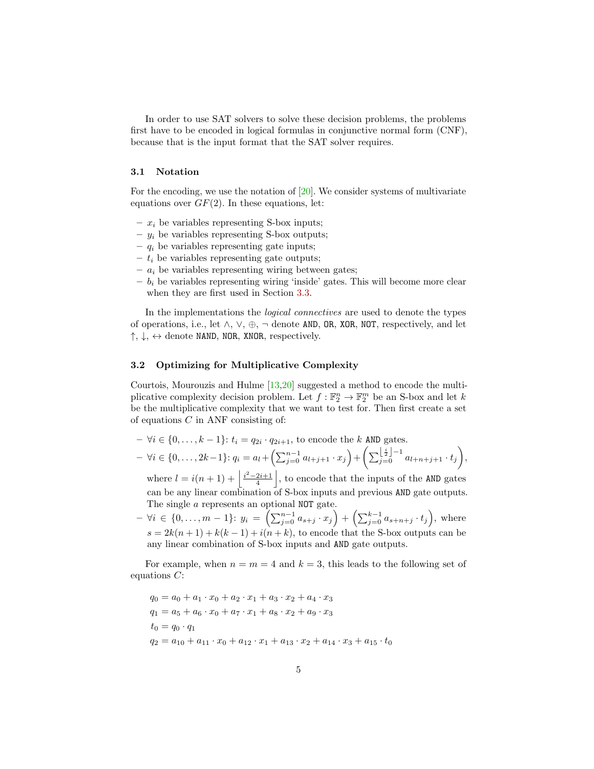In order to use SAT solvers to solve these decision problems, the problems first have to be encoded in logical formulas in conjunctive normal form (CNF), because that is the input format that the SAT solver requires.

### 3.1 Notation

For the encoding, we use the notation of [20]. We consider systems of multivariate equations over $GF(2)$. In these equations, let:

- $x_i$ be variables representing S-box inputs;
- $y_i$ be variables representing S-box outputs;
- $q_i$ be variables representing gate inputs;
- $t_i$ be variables representing gate outputs;
- $a_i$ be variables representing wiring between gates;
- $b_i$ be variables representing wiring 'inside' gates. This will become more clear when they are first used in Section 3.3.

In the implementations the *logical connectives* are used to denote the types of operations, i.e., let $\wedge$, $\vee$, $\oplus$, $\neg$ denote AND, OR, XOR, NOT, respectively, and let $\uparrow$, $\downarrow$, $\leftrightarrow$ denote NAND, NOR, XNOR, respectively.

### 3.2 Optimizing for Multiplicative Complexity

Courtois, Mourouzis and Hulme [13,20] suggested a method to encode the multiplicative complexity decision problem. Let $f : \mathbb{F}_2^n \to \mathbb{F}_2^m$ be an S-box and let $k$ be the multiplicative complexity that we want to test for. Then first create a set of equations $C$ in ANF consisting of:

- $\forall i \in \{0, \dots, k-1\}$: $t_i = q_{2i} \cdot q_{2i+1}$, to encode the $k$ AND gates.
- $\forall i \in \{0, \dots, 2k-1\}$: $q_i = a_l + \left(\sum_{j=0}^{n-1} a_{l+j+1} \cdot x_j\right) + \left(\sum_{j=0}^{\left\lfloor \frac{i}{2} \right\rfloor -1} a_{l+n+j+1} \cdot t_j\right)$, where $l = i(n+1) + \left\lfloor \frac{i^2-2i+1}{4} \right\rfloor$, to encode that the inputs of the AND gates can be any linear combination of S-box inputs and previous AND gate outputs. The single $a$ represents an optional NOT gate.
- $\forall i \in \{0, \dots, m-1\}$: $y_i = \left(\sum_{j=0}^{n-1} a_{s+j} \cdot x_j\right) + \left(\sum_{j=0}^{k-1} a_{s+n+j} \cdot t_j\right)$, where $s = 2k(n+1) + k(k-1) + i(n+k)$, to encode that the S-box outputs can be any linear combination of S-box inputs and AND gate outputs.

For example, when $n = m = 4$ and $k = 3$, this leads to the following set of equations $C$:

$$q_0 = a_0 + a_1 \cdot x_0 + a_2 \cdot x_1 + a_3 \cdot x_2 + a_4 \cdot x_3$$
$$q_1 = a_5 + a_6 \cdot x_0 + a_7 \cdot x_1 + a_8 \cdot x_2 + a_9 \cdot x_3$$
$$t_0 = q_0 \cdot q_1$$
$$q_2 = a_{10} + a_{11} \cdot x_0 + a_{12} \cdot x_1 + a_{13} \cdot x_2 + a_{14} \cdot x_3 + a_{15} \cdot t_0$$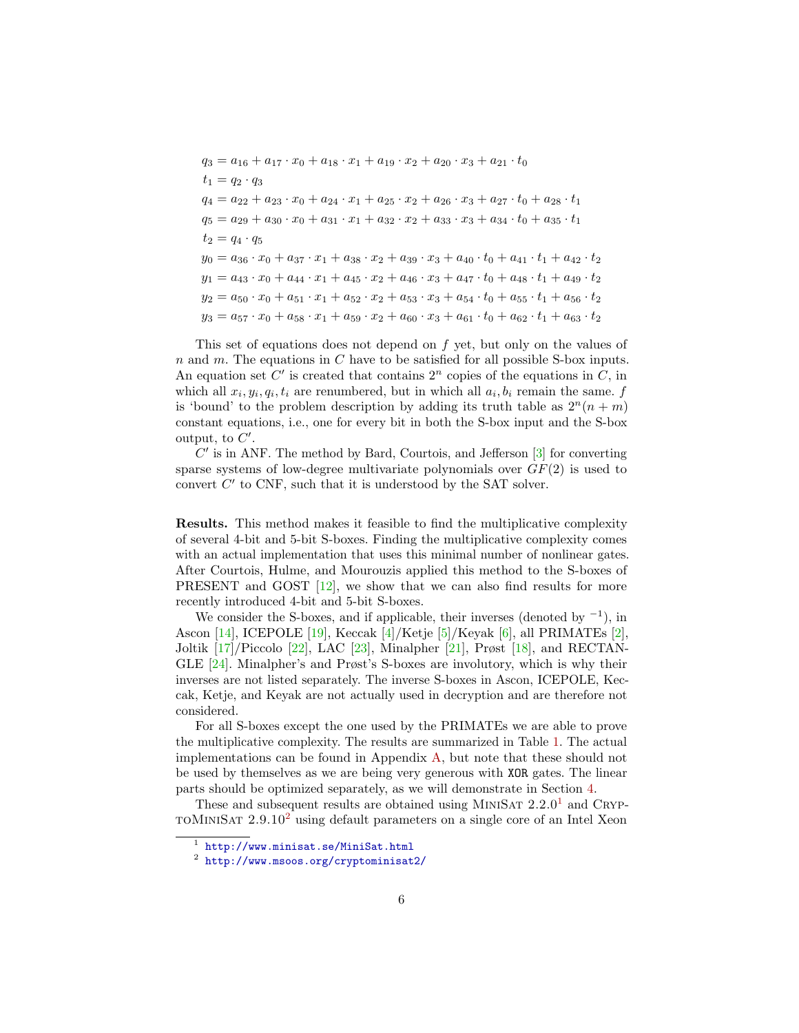$$
\begin{aligned}
q_3 &= a_{16} + a_{17} \cdot x_0 + a_{18} \cdot x_1 + a_{19} \cdot x_2 + a_{20} \cdot x_3 + a_{21} \cdot t_0 \\
t_1 &= q_2 \cdot q_3 \\
q_4 &= a_{22} + a_{23} \cdot x_0 + a_{24} \cdot x_1 + a_{25} \cdot x_2 + a_{26} \cdot x_3 + a_{27} \cdot t_0 + a_{28} \cdot t_1 \\
q_5 &= a_{29} + a_{30} \cdot x_0 + a_{31} \cdot x_1 + a_{32} \cdot x_2 + a_{33} \cdot x_3 + a_{34} \cdot t_0 + a_{35} \cdot t_1 \\
t_2 &= q_4 \cdot q_5 \\
y_0 &= a_{36} \cdot x_0 + a_{37} \cdot x_1 + a_{38} \cdot x_2 + a_{39} \cdot x_3 + a_{40} \cdot t_0 + a_{41} \cdot t_1 + a_{42} \cdot t_2 \\
y_1 &= a_{43} \cdot x_0 + a_{44} \cdot x_1 + a_{45} \cdot x_2 + a_{46} \cdot x_3 + a_{47} \cdot t_0 + a_{48} \cdot t_1 + a_{49} \cdot t_2 \\
y_2 &= a_{50} \cdot x_0 + a_{51} \cdot x_1 + a_{52} \cdot x_2 + a_{53} \cdot x_3 + a_{54} \cdot t_0 + a_{55} \cdot t_1 + a_{56} \cdot t_2 \\
y_3 &= a_{57} \cdot x_0 + a_{58} \cdot x_1 + a_{59} \cdot x_2 + a_{60} \cdot x_3 + a_{61} \cdot t_0 + a_{62} \cdot t_1 + a_{63} \cdot t_2
\end{aligned}
$$

This set of equations does not depend on $f$ yet, but only on the values of $n$ and $m$. The equations in $C$ have to be satisfied for all possible S-box inputs. An equation set $C'$ is created that contains $2^n$ copies of the equations in $C$, in which all $x_i, y_i, q_i, t_i$ are renumbered, but in which all $a_i, b_i$ remain the same. $f$ is 'bound' to the problem description by adding its truth table as $2^n(n + m)$ constant equations, i.e., one for every bit in both the S-box input and the S-box output, to $C'$.

$C'$ is in ANF. The method by Bard, Courtois, and Jefferson [3] for converting sparse systems of low-degree multivariate polynomials over $GF(2)$ is used to convert $C'$ to CNF, such that it is understood by the SAT solver.

**Results.** This method makes it feasible to find the multiplicative complexity of several 4-bit and 5-bit S-boxes. Finding the multiplicative complexity comes with an actual implementation that uses this minimal number of nonlinear gates. After Courtois, Hulme, and Mourouzis applied this method to the S-boxes of PRESENT and GOST [12], we show that we can also find results for more recently introduced 4-bit and 5-bit S-boxes.

We consider the S-boxes, and if applicable, their inverses (denoted by $^{-1}$), in Ascon [14], ICEPOLE [19], Keccak [4]/Ketje [5]/Keyak [6], all PRIMATEs [2], Joltik [17]/Piccolo [22], LAC [23], Minalpher [21], Prøst [18], and RECTANGLE [24]. Minalpher's and Prøst's S-boxes are involutory, which is why their inverses are not listed separately. The inverse S-boxes in Ascon, ICEPOLE, Keccak, Ketje, and Keyak are not actually used in decryption and are therefore not considered.

For all S-boxes except the one used by the PRIMATEs we are able to prove the multiplicative complexity. The results are summarized in Table 1. The actual implementations can be found in Appendix A, but note that these should not be used by themselves as we are being very generous with `XOR` gates. The linear parts should be optimized separately, as we will demonstrate in Section 4.

These and subsequent results are obtained using MiniSat 2.2.0[1] and CryptoMiniSat 2.9.10[2] using default parameters on a single core of an Intel Xeon

[1] http://www.minisat.se/MiniSat.html

[2] http://www.msoos.org/cryptominisat2/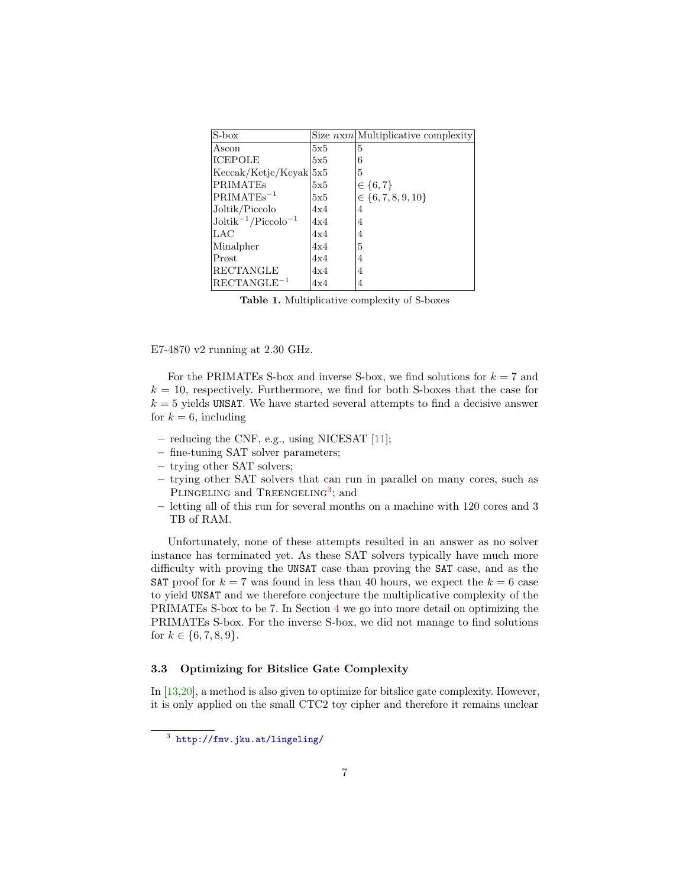| S-box | Size $nxm$ | Multiplicative complexity |
|---|---|---|
| Ascon | 5x5 | 5 |
| ICEPOLE | 5x5 | 6 |
| Keccak/Ketje/Keyak | 5x5 | 5 |
| PRIMATEs | 5x5 | $\in \{6, 7\}$ |
| PRIMATEs$^{-1}$ | 5x5 | $\in \{6, 7, 8, 9, 10\}$ |
| Joltik/Piccolo | 4x4 | 4 |
| Joltik$^{-1}$/Piccolo$^{-1}$ | 4x4 | 4 |
| LAC | 4x4 | 4 |
| Minalpher | 4x4 | 5 |
| Prøst | 4x4 | 4 |
| RECTANGLE | 4x4 | 4 |
| RECTANGLE$^{-1}$ | 4x4 | 4 |

**Table 1.** Multiplicative complexity of S-boxes

E7-4870 v2 running at 2.30 GHz.

For the PRIMATEs S-box and inverse S-box, we find solutions for $k = 7$ and $k = 10$, respectively. Furthermore, we find for both S-boxes that the case for $k = 5$ yields UNSAT. We have started several attempts to find a decisive answer for $k = 6$, including

- reducing the CNF, e.g., using NICESAT [11];
- fine-tuning SAT solver parameters;
- trying other SAT solvers;
- trying other SAT solvers that can run in parallel on many cores, such as Plingeling and Treengeling[3]; and
- letting all of this run for several months on a machine with 120 cores and 3 TB of RAM.

Unfortunately, none of these attempts resulted in an answer as no solver instance has terminated yet. As these SAT solvers typically have much more difficulty with proving the UNSAT case than proving the SAT case, and as the SAT proof for $k = 7$ was found in less than 40 hours, we expect the $k = 6$ case to yield UNSAT and we therefore conjecture the multiplicative complexity of the PRIMATEs S-box to be 7. In Section 4 we go into more detail on optimizing the PRIMATEs S-box. For the inverse S-box, we did not manage to find solutions for $k \in \{6, 7, 8, 9\}$.

### 3.3 Optimizing for Bitslice Gate Complexity

In [13,20], a method is also given to optimize for bitslice gate complexity. However, it is only applied on the small CTC2 toy cipher and therefore it remains unclear

[3] http://fmv.jku.at/lingeling/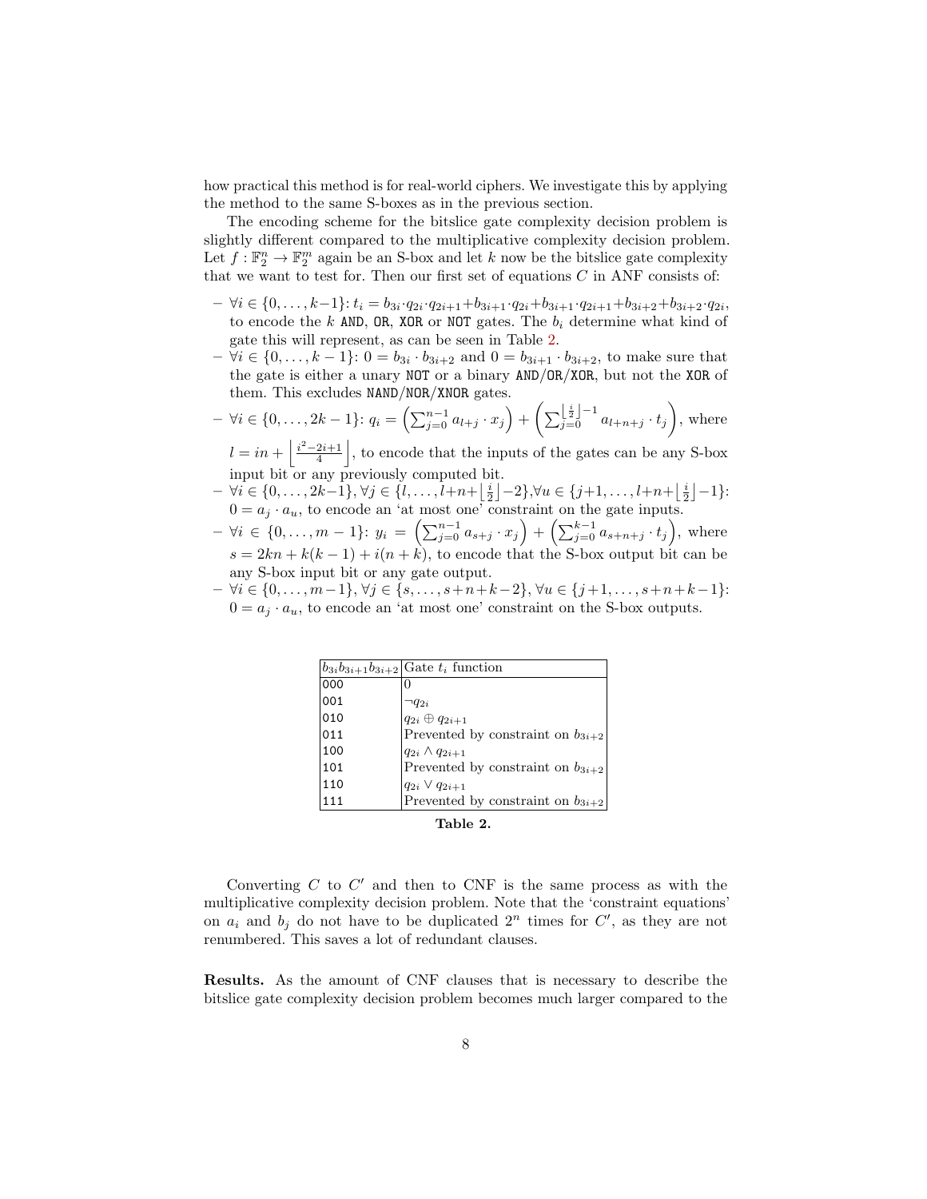how practical this method is for real-world ciphers. We investigate this by applying the method to the same S-boxes as in the previous section.

The encoding scheme for the bitslice gate complexity decision problem is slightly different compared to the multiplicative complexity decision problem. Let $f : \mathbb{F}_2^n \to \mathbb{F}_2^m$ again be an S-box and let $k$ now be the bitslice gate complexity that we want to test for. Then our first set of equations $C$ in ANF consists of:

- $\forall i \in \{0, \ldots, k-1\}$: $t_i = b_{3i} \cdot q_{2i} \cdot q_{2i+1} + b_{3i+1} \cdot q_{2i} + b_{3i+1} \cdot q_{2i+1} + b_{3i+2} + b_{3i+2} \cdot q_{2i}$, to encode the $k$ AND, OR, XOR or NOT gates. The $b_i$ determine what kind of gate this will represent, as can be seen in Table 2.
- $\forall i \in \{0, \ldots, k-1\}$: $0 = b_{3i} \cdot b_{3i+2}$ and $0 = b_{3i+1} \cdot b_{3i+2}$, to make sure that the gate is either a unary NOT or a binary AND/OR/XOR, but not the XOR of them. This excludes NAND/NOR/XNOR gates.
- $\forall i \in \{0, \ldots, 2k-1\}$: $q_i = \left(\sum_{j=0}^{n-1} a_{l+j} \cdot x_j\right) + \left(\sum_{j=0}^{\left\lfloor \frac{i}{2} \right\rfloor - 1} a_{l+n+j} \cdot t_j\right)$, where $l = in + \left\lfloor \frac{i^2-2i+1}{4} \right\rfloor$, to encode that the inputs of the gates can be any S-box input bit or any previously computed bit.
- $\forall i \in \{0, \ldots, 2k-1\}, \forall j \in \{l, \ldots, l+n+\left\lfloor \frac{i}{2} \right\rfloor -2\}, \forall u \in \{j+1, \ldots, l+n+\left\lfloor \frac{i}{2} \right\rfloor -1\}$: $0 = a_j \cdot a_u$, to encode an 'at most one' constraint on the gate inputs.
- $\forall i \in \{0, \ldots, m-1\}$: $y_i = \left(\sum_{j=0}^{n-1} a_{s+j} \cdot x_j\right) + \left(\sum_{j=0}^{k-1} a_{s+n+j} \cdot t_j\right)$, where $s = 2kn + k(k-1) + i(n+k)$, to encode that the S-box output bit can be any S-box input bit or any gate output.
- $\forall i \in \{0, \ldots, m-1\}, \forall j \in \{s, \ldots, s+n+k-2\}, \forall u \in \{j+1, \ldots, s+n+k-1\}$: $0 = a_j \cdot a_u$, to encode an 'at most one' constraint on the S-box outputs.

| $b_{3i}b_{3i+1}b_{3i+2}$ | Gate $t_i$ function |
|---|---|
| 000 | 0 |
| 001 | $\neg q_{2i}$ |
| 010 | $q_{2i} \oplus q_{2i+1}$ |
| 011 | Prevented by constraint on $b_{3i+2}$ |
| 100 | $q_{2i} \wedge q_{2i+1}$ |
| 101 | Prevented by constraint on $b_{3i+2}$ |
| 110 | $q_{2i} \vee q_{2i+1}$ |
| 111 | Prevented by constraint on $b_{3i+2}$ |

**Table 2.**

Converting $C$ to $C'$ and then to CNF is the same process as with the multiplicative complexity decision problem. Note that the 'constraint equations' on $a_i$ and $b_j$ do not have to be duplicated $2^n$ times for $C'$, as they are not renumbered. This saves a lot of redundant clauses.

**Results.** As the amount of CNF clauses that is necessary to describe the bitslice gate complexity decision problem becomes much larger compared to the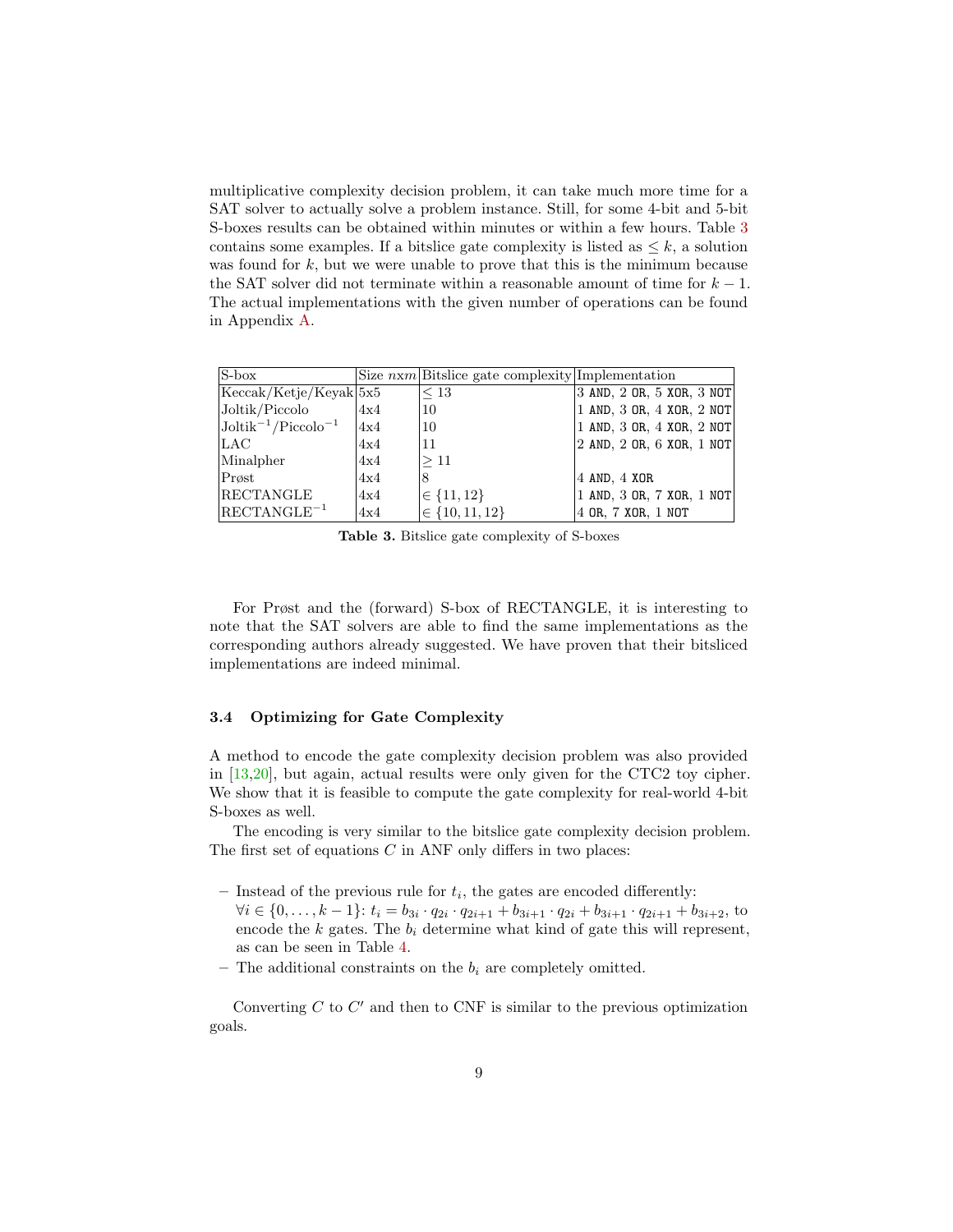multiplicative complexity decision problem, it can take much more time for a SAT solver to actually solve a problem instance. Still, for some 4-bit and 5-bit S-boxes results can be obtained within minutes or within a few hours. Table 3 contains some examples. If a bitslice gate complexity is listed as $\leq k$, a solution was found for $k$, but we were unable to prove that this is the minimum because the SAT solver did not terminate within a reasonable amount of time for $k-1$. The actual implementations with the given number of operations can be found in Appendix A.

| S-box | Size $nxm$ | Bitslice gate complexity | Implementation |
|---|---|---|---|
| Keccak/Ketje/Keyak | 5x5 | $\leq 13$ | 3 AND, 2 OR, 5 XOR, 3 NOT |
| Joltik/Piccolo | 4x4 | 10 | 1 AND, 3 OR, 4 XOR, 2 NOT |
| Joltik$^{-1}$/Piccolo$^{-1}$ | 4x4 | 10 | 1 AND, 3 OR, 4 XOR, 2 NOT |
| LAC | 4x4 | 11 | 2 AND, 2 OR, 6 XOR, 1 NOT |
| Minalpher | 4x4 | $\geq 11$ | |
| Prøst | 4x4 | 8 | 4 AND, 4 XOR |
| RECTANGLE | 4x4 | $\in \{11, 12\}$ | 1 AND, 3 OR, 7 XOR, 1 NOT |
| RECTANGLE$^{-1}$ | 4x4 | $\in \{10, 11, 12\}$ | 4 OR, 7 XOR, 1 NOT |

**Table 3.** Bitslice gate complexity of S-boxes

For Prøst and the (forward) S-box of RECTANGLE, it is interesting to note that the SAT solvers are able to find the same implementations as the corresponding authors already suggested. We have proven that their bitsliced implementations are indeed minimal.

### 3.4 Optimizing for Gate Complexity

A method to encode the gate complexity decision problem was also provided in [13,20], but again, actual results were only given for the CTC2 toy cipher. We show that it is feasible to compute the gate complexity for real-world 4-bit S-boxes as well.

The encoding is very similar to the bitslice gate complexity decision problem. The first set of equations $C$ in ANF only differs in two places:

- Instead of the previous rule for $t_i$, the gates are encoded differently: $\forall i \in \{0, \dots, k-1\}$: $t_i = b_{3i} \cdot q_{2i} \cdot q_{2i+1} + b_{3i+1} \cdot q_{2i} + b_{3i+1} \cdot q_{2i+1} + b_{3i+2}$, to encode the $k$ gates. The $b_i$ determine what kind of gate this will represent, as can be seen in Table 4.
- The additional constraints on the $b_i$ are completely omitted.

Converting $C$ to $C'$ and then to CNF is similar to the previous optimization goals.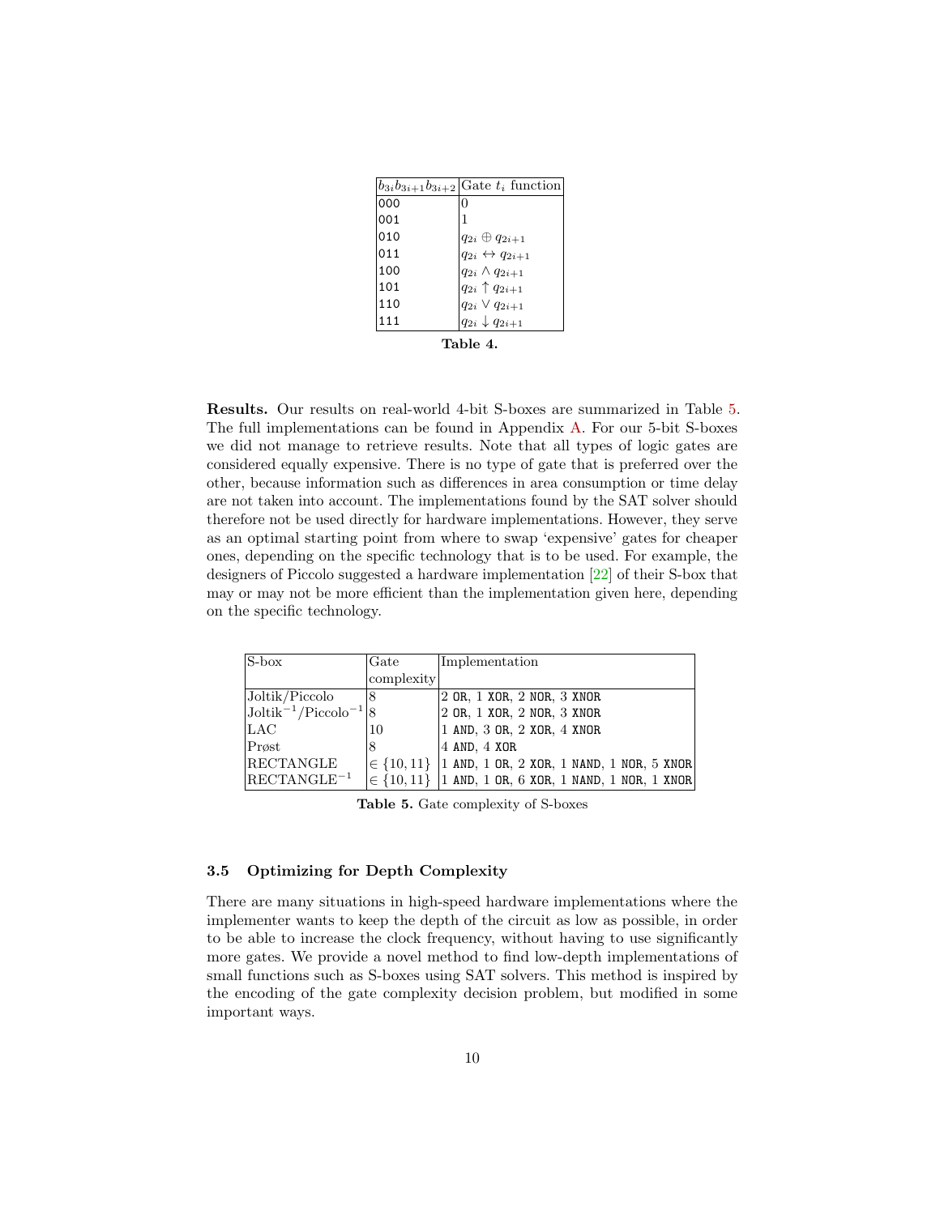| $b_{3i}b_{3i+1}b_{3i+2}$ | Gate $t_i$ function |
|---|---|
| 000 | 0 |
| 001 | 1 |
| 010 | $q_{2i} \oplus q_{2i+1}$ |
| 011 | $q_{2i} \leftrightarrow q_{2i+1}$ |
| 100 | $q_{2i} \wedge q_{2i+1}$ |
| 101 | $q_{2i} \uparrow q_{2i+1}$ |
| 110 | $q_{2i} \vee q_{2i+1}$ |
| 111 | $q_{2i} \downarrow q_{2i+1}$ |

**Table 4.**

**Results.** Our results on real-world 4-bit S-boxes are summarized in Table 5. The full implementations can be found in Appendix A. For our 5-bit S-boxes we did not manage to retrieve results. Note that all types of logic gates are considered equally expensive. There is no type of gate that is preferred over the other, because information such as differences in area consumption or time delay are not taken into account. The implementations found by the SAT solver should therefore not be used directly for hardware implementations. However, they serve as an optimal starting point from where to swap 'expensive' gates for cheaper ones, depending on the specific technology that is to be used. For example, the designers of Piccolo suggested a hardware implementation [22] of their S-box that may or may not be more efficient than the implementation given here, depending on the specific technology.

| S-box | Gate complexity | Implementation |
|---|---|---|
| Joltik/Piccolo | 8 | 2 OR, 1 XOR, 2 NOR, 3 XNOR |
| Joltik$^{-1}$/Piccolo$^{-1}$ | 8 | 2 OR, 1 XOR, 2 NOR, 3 XNOR |
| LAC | 10 | 1 AND, 3 OR, 2 XOR, 4 XNOR |
| Prøst | 8 | 4 AND, 4 XOR |
| RECTANGLE | $\in \{10, 11\}$ | 1 AND, 1 OR, 2 XOR, 1 NAND, 1 NOR, 5 XNOR |
| RECTANGLE$^{-1}$ | $\in \{10, 11\}$ | 1 AND, 1 OR, 6 XOR, 1 NAND, 1 NOR, 1 XNOR |

**Table 5.** Gate complexity of S-boxes

### 3.5 Optimizing for Depth Complexity

There are many situations in high-speed hardware implementations where the implementer wants to keep the depth of the circuit as low as possible, in order to be able to increase the clock frequency, without having to use significantly more gates. We provide a novel method to find low-depth implementations of small functions such as S-boxes using SAT solvers. This method is inspired by the encoding of the gate complexity decision problem, but modified in some important ways.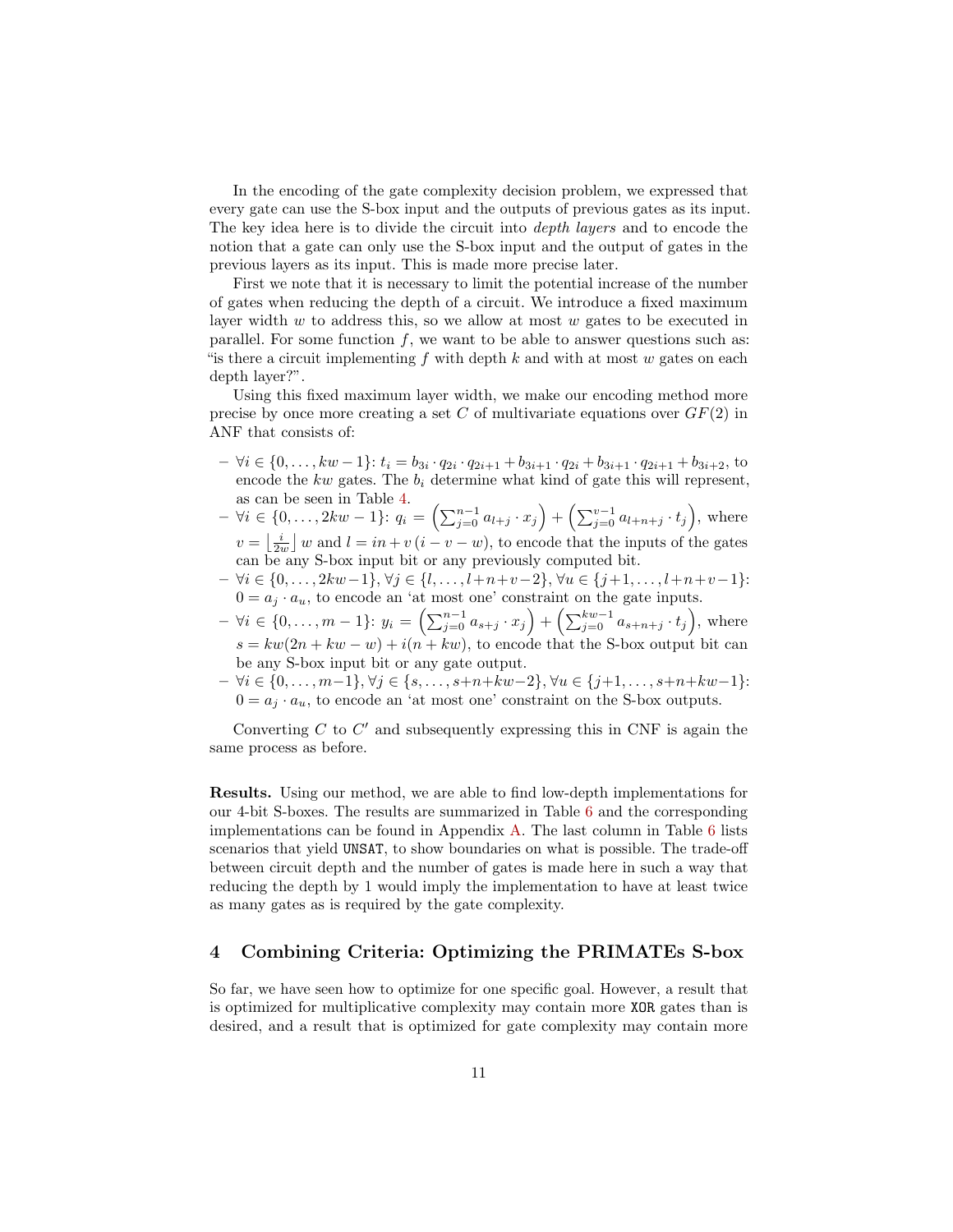In the encoding of the gate complexity decision problem, we expressed that every gate can use the S-box input and the outputs of previous gates as its input. The key idea here is to divide the circuit into *depth layers* and to encode the notion that a gate can only use the S-box input and the output of gates in the previous layers as its input. This is made more precise later.

First we note that it is necessary to limit the potential increase of the number of gates when reducing the depth of a circuit. We introduce a fixed maximum layer width $w$ to address this, so we allow at most $w$ gates to be executed in parallel. For some function $f$, we want to be able to answer questions such as: "is there a circuit implementing $f$ with depth $k$ and with at most $w$ gates on each depth layer?".

Using this fixed maximum layer width, we make our encoding method more precise by once more creating a set $C$ of multivariate equations over $GF(2)$ in ANF that consists of:

- $\forall i \in \{0, \ldots, kw-1\}$: $t_i = b_{3i} \cdot q_{2i} \cdot q_{2i+1} + b_{3i+1} \cdot q_{2i} + b_{3i+1} \cdot q_{2i+1} + b_{3i+2}$, to encode the $kw$ gates. The $b_i$ determine what kind of gate this will represent, as can be seen in Table 4.
- $\forall i \in \{0, \ldots, 2kw-1\}$: $q_i = \left(\sum_{j=0}^{n-1} a_{l+j} \cdot x_j\right) + \left(\sum_{j=0}^{v-1} a_{l+n+j} \cdot t_j\right)$, where $v = \left\lfloor \frac{i}{2w} \right\rfloor w$ and $l = in + v\,(i - v - w)$, to encode that the inputs of the gates can be any S-box input bit or any previously computed bit.
- $\forall i \in \{0, \ldots, 2kw-1\}, \forall j \in \{l, \ldots, l+n+v-2\}, \forall u \in \{j+1, \ldots, l+n+v-1\}$: $0 = a_j \cdot a_u$, to encode an 'at most one' constraint on the gate inputs.
- $\forall i \in \{0, \ldots, m-1\}$: $y_i = \left(\sum_{j=0}^{n-1} a_{s+j} \cdot x_j\right) + \left(\sum_{j=0}^{kw-1} a_{s+n+j} \cdot t_j\right)$, where $s = kw(2n + kw - w) + i(n + kw)$, to encode that the S-box output bit can be any S-box input bit or any gate output.
- $\forall i \in \{0, \ldots, m-1\}, \forall j \in \{s, \ldots, s+n+kw-2\}, \forall u \in \{j+1, \ldots, s+n+kw-1\}$: $0 = a_j \cdot a_u$, to encode an 'at most one' constraint on the S-box outputs.

Converting $C$ to $C'$ and subsequently expressing this in CNF is again the same process as before.

**Results.** Using our method, we are able to find low-depth implementations for our 4-bit S-boxes. The results are summarized in Table 6 and the corresponding implementations can be found in Appendix A. The last column in Table 6 lists scenarios that yield `UNSAT`, to show boundaries on what is possible. The trade-off between circuit depth and the number of gates is made here in such a way that reducing the depth by 1 would imply the implementation to have at least twice as many gates as is required by the gate complexity.

## 4 Combining Criteria: Optimizing the PRIMATEs S-box

So far, we have seen how to optimize for one specific goal. However, a result that is optimized for multiplicative complexity may contain more `XOR` gates than is desired, and a result that is optimized for gate complexity may contain more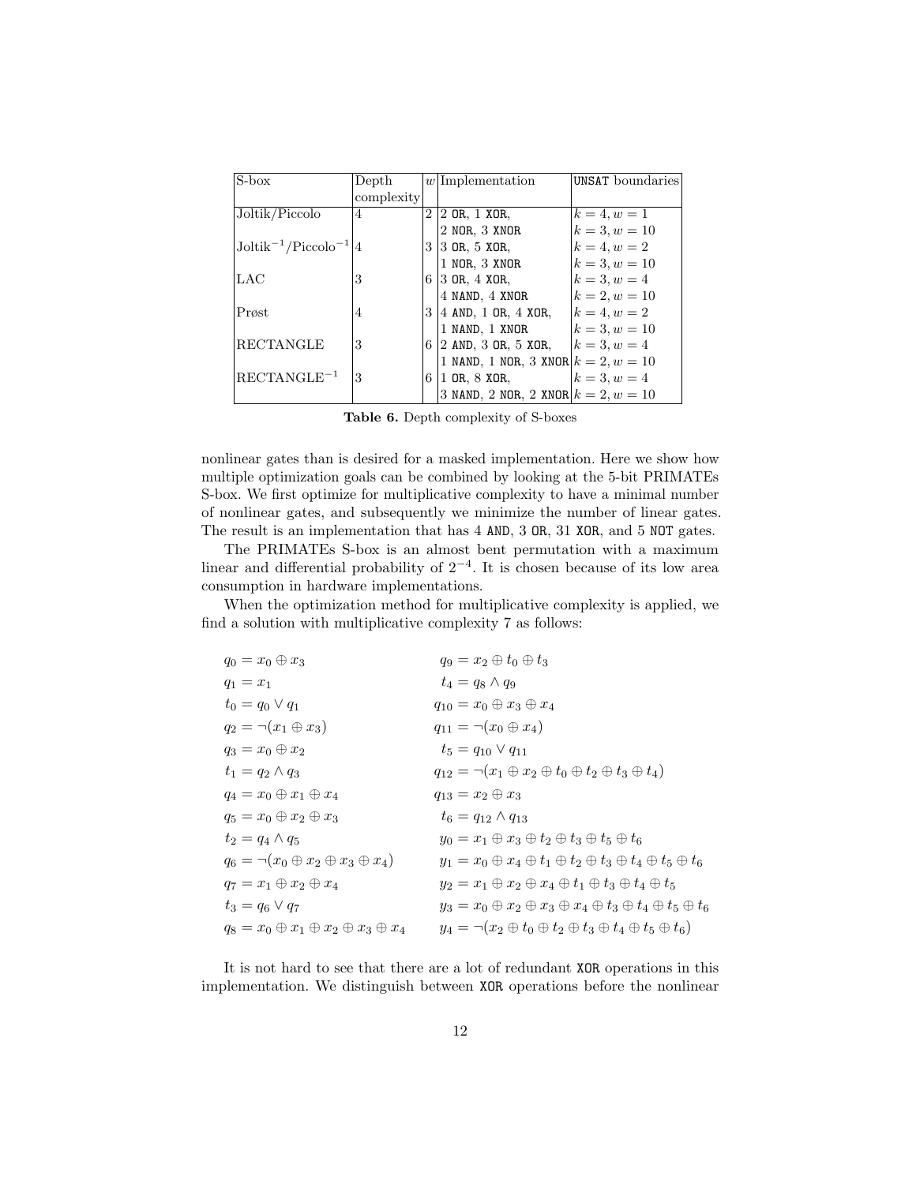| S-box | Depth complexity | $w$ | Implementation | UNSAT boundaries |
|---|---|---|---|---|
| Joltik/Piccolo | 4 | 2 | 2 OR, 1 XOR, | $k = 4, w = 1$ |
| | | | 2 NOR, 3 XNOR | $k = 3, w = 10$ |
| $\text{Joltik}^{-1}/\text{Piccolo}^{-1}$ | 4 | 3 | 3 OR, 5 XOR, | $k = 4, w = 2$ |
| | | | 1 NOR, 3 XNOR | $k = 3, w = 10$ |
| LAC | 3 | 6 | 3 OR, 4 XOR, | $k = 3, w = 4$ |
| | | | 4 NAND, 4 XNOR | $k = 2, w = 10$ |
| Prøst | 4 | 3 | 4 AND, 1 OR, 4 XOR, | $k = 4, w = 2$ |
| | | | 1 NAND, 1 XNOR | $k = 3, w = 10$ |
| RECTANGLE | 3 | 6 | 2 AND, 3 OR, 5 XOR, | $k = 3, w = 4$ |
| | | | 1 NAND, 1 NOR, 3 XNOR | $k = 2, w = 10$ |
| $\text{RECTANGLE}^{-1}$ | 3 | 6 | 1 OR, 8 XOR, | $k = 3, w = 4$ |
| | | | 3 NAND, 2 NOR, 2 XNOR | $k = 2, w = 10$ |

**Table 6.** Depth complexity of S-boxes

nonlinear gates than is desired for a masked implementation. Here we show how multiple optimization goals can be combined by looking at the 5-bit PRIMATEs S-box. We first optimize for multiplicative complexity to have a minimal number of nonlinear gates, and subsequently we minimize the number of linear gates. The result is an implementation that has 4 AND, 3 OR, 31 XOR, and 5 NOT gates.

The PRIMATEs S-box is an almost bent permutation with a maximum linear and differential probability of $2^{-4}$. It is chosen because of its low area consumption in hardware implementations.

When the optimization method for multiplicative complexity is applied, we find a solution with multiplicative complexity 7 as follows:

$$
\begin{aligned}
q_0 &= x_0 \oplus x_3 \\
q_1 &= x_1 \\
t_0 &= q_0 \vee q_1 \\
q_2 &= \neg(x_1 \oplus x_3) \\
q_3 &= x_0 \oplus x_2 \\
t_1 &= q_2 \wedge q_3 \\
q_4 &= x_0 \oplus x_1 \oplus x_4 \\
q_5 &= x_0 \oplus x_2 \oplus x_3 \\
t_2 &= q_4 \wedge q_5 \\
q_6 &= \neg(x_0 \oplus x_2 \oplus x_3 \oplus x_4) \\
q_7 &= x_1 \oplus x_2 \oplus x_4 \\
t_3 &= q_6 \vee q_7 \\
q_8 &= x_0 \oplus x_1 \oplus x_2 \oplus x_3 \oplus x_4
\end{aligned}
$$

$$
\begin{aligned}
q_9 &= x_2 \oplus t_0 \oplus t_3 \\
t_4 &= q_8 \wedge q_9 \\
q_{10} &= x_0 \oplus x_3 \oplus x_4 \\
q_{11} &= \neg(x_0 \oplus x_4) \\
t_5 &= q_{10} \vee q_{11} \\
q_{12} &= \neg(x_1 \oplus x_2 \oplus t_0 \oplus t_2 \oplus t_3 \oplus t_4) \\
q_{13} &= x_2 \oplus x_3 \\
t_6 &= q_{12} \wedge q_{13} \\
y_0 &= x_1 \oplus x_3 \oplus t_2 \oplus t_3 \oplus t_5 \oplus t_6 \\
y_1 &= x_0 \oplus x_4 \oplus t_1 \oplus t_2 \oplus t_3 \oplus t_4 \oplus t_5 \oplus t_6 \\
y_2 &= x_1 \oplus x_2 \oplus x_4 \oplus t_1 \oplus t_3 \oplus t_4 \oplus t_5 \\
y_3 &= x_0 \oplus x_2 \oplus x_3 \oplus x_4 \oplus t_3 \oplus t_4 \oplus t_5 \oplus t_6 \\
y_4 &= \neg(x_2 \oplus t_0 \oplus t_2 \oplus t_3 \oplus t_4 \oplus t_5 \oplus t_6)
\end{aligned}
$$

It is not hard to see that there are a lot of redundant XOR operations in this implementation. We distinguish between XOR operations before the nonlinear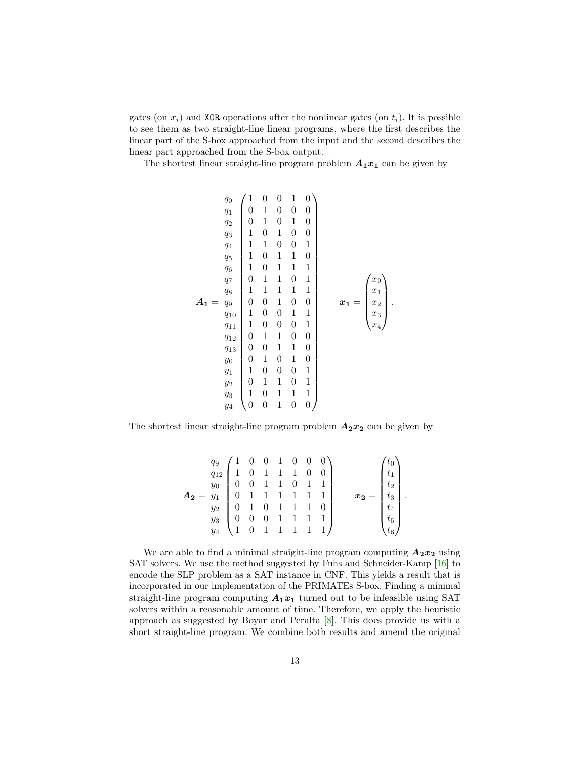gates (on $x_i$) and XOR operations after the nonlinear gates (on $t_i$). It is possible to see them as two straight-line linear programs, where the first describes the linear part of the S-box approached from the input and the second describes the linear part approached from the S-box output.

The shortest linear straight-line program problem $\boldsymbol{A_1 x_1}$ can be given by

$$
\boldsymbol{A_1} = \begin{matrix} q_0 \\ q_1 \\ q_2 \\ q_3 \\ q_4 \\ q_5 \\ q_6 \\ q_7 \\ q_8 \\ q_9 \\ q_{10} \\ q_{11} \\ q_{12} \\ q_{13} \\ y_0 \\ y_1 \\ y_2 \\ y_3 \\ y_4 \end{matrix}
\begin{pmatrix}
1 & 0 & 0 & 1 & 0 \\
0 & 1 & 0 & 0 & 0 \\
0 & 1 & 0 & 1 & 0 \\
1 & 0 & 1 & 0 & 0 \\
1 & 1 & 0 & 0 & 1 \\
1 & 0 & 1 & 1 & 0 \\
1 & 0 & 1 & 1 & 1 \\
0 & 1 & 1 & 0 & 1 \\
1 & 1 & 1 & 1 & 1 \\
0 & 0 & 1 & 0 & 0 \\
1 & 0 & 0 & 1 & 1 \\
1 & 0 & 0 & 0 & 1 \\
0 & 1 & 1 & 0 & 0 \\
0 & 0 & 1 & 1 & 0 \\
0 & 1 & 0 & 1 & 0 \\
1 & 0 & 0 & 0 & 1 \\
0 & 1 & 1 & 0 & 1 \\
1 & 0 & 1 & 1 & 1 \\
0 & 0 & 1 & 0 & 0
\end{pmatrix}
\qquad
\boldsymbol{x_1} = \begin{pmatrix} x_0 \\ x_1 \\ x_2 \\ x_3 \\ x_4 \end{pmatrix}.
$$

The shortest linear straight-line program problem $\boldsymbol{A_2 x_2}$ can be given by

$$
\boldsymbol{A_2} = \begin{matrix} q_9 \\ q_{12} \\ y_0 \\ y_1 \\ y_2 \\ y_3 \\ y_4 \end{matrix}
\begin{pmatrix}
1 & 0 & 0 & 1 & 0 & 0 & 0 \\
1 & 0 & 1 & 1 & 1 & 0 & 0 \\
0 & 0 & 1 & 1 & 0 & 1 & 1 \\
0 & 1 & 1 & 1 & 1 & 1 & 1 \\
0 & 1 & 0 & 1 & 1 & 1 & 0 \\
0 & 0 & 0 & 1 & 1 & 1 & 1 \\
1 & 0 & 1 & 1 & 1 & 1 & 1
\end{pmatrix}
\qquad
\boldsymbol{x_2} = \begin{pmatrix} t_0 \\ t_1 \\ t_2 \\ t_3 \\ t_4 \\ t_5 \\ t_6 \end{pmatrix}.
$$

We are able to find a minimal straight-line program computing $\boldsymbol{A_2 x_2}$ using SAT solvers. We use the method suggested by Fuhs and Schneider-Kamp [16] to encode the SLP problem as a SAT instance in CNF. This yields a result that is incorporated in our implementation of the PRIMATEs S-box. Finding a minimal straight-line program computing $\boldsymbol{A_1 x_1}$ turned out to be infeasible using SAT solvers within a reasonable amount of time. Therefore, we apply the heuristic approach as suggested by Boyar and Peralta [8]. This does provide us with a short straight-line program. We combine both results and amend the original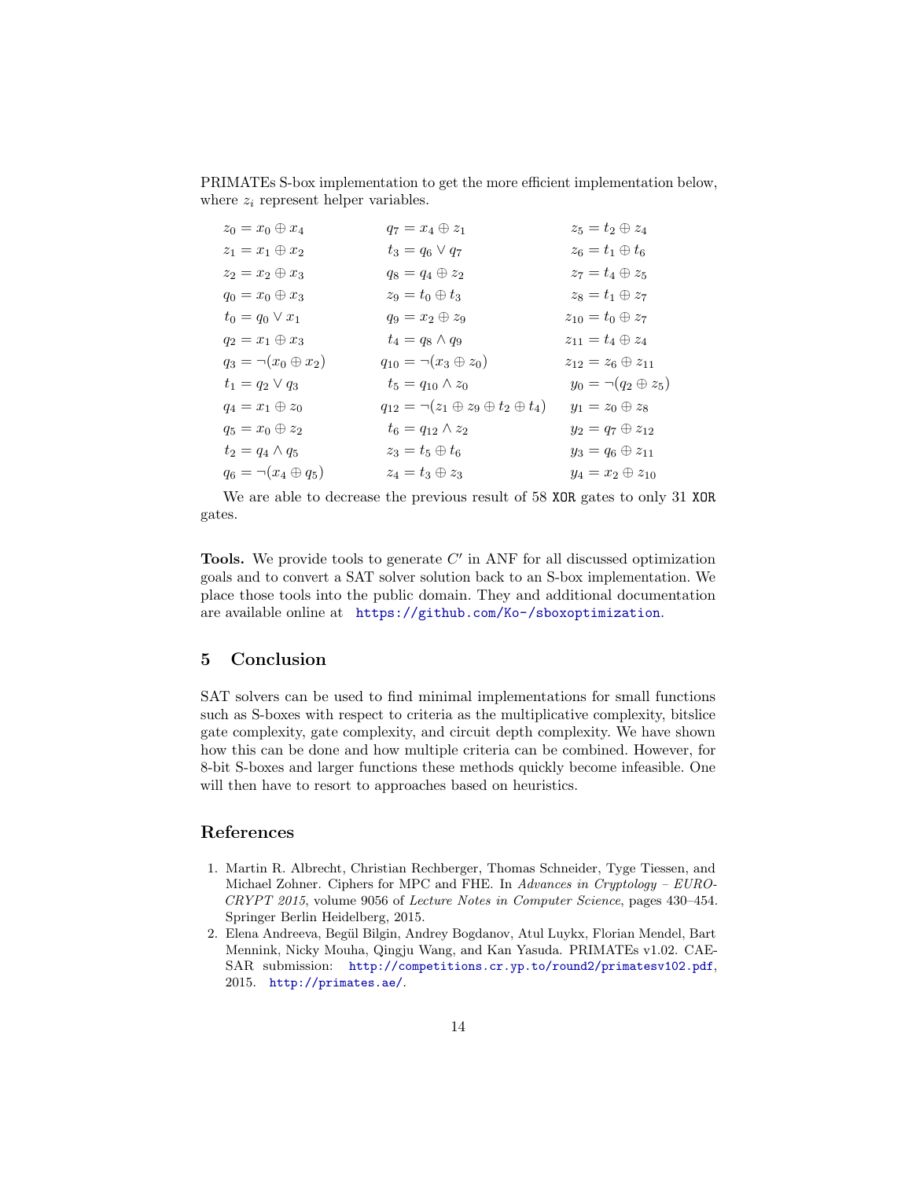PRIMATEs S-box implementation to get the more efficient implementation below, where $z_i$ represent helper variables.

$$
\begin{array}{lll}
z_0 = x_0 \oplus x_4 & q_7 = x_4 \oplus z_1 & z_5 = t_2 \oplus z_4 \\
z_1 = x_1 \oplus x_2 & t_3 = q_6 \vee q_7 & z_6 = t_1 \oplus t_6 \\
z_2 = x_2 \oplus x_3 & q_8 = q_4 \oplus z_2 & z_7 = t_4 \oplus z_5 \\
q_0 = x_0 \oplus x_3 & z_9 = t_0 \oplus t_3 & z_8 = t_1 \oplus z_7 \\
t_0 = q_0 \vee x_1 & q_9 = x_2 \oplus z_9 & z_{10} = t_0 \oplus z_7 \\
q_2 = x_1 \oplus x_3 & t_4 = q_8 \wedge q_9 & z_{11} = t_4 \oplus z_4 \\
q_3 = \neg(x_0 \oplus x_2) & q_{10} = \neg(x_3 \oplus z_0) & z_{12} = z_6 \oplus z_{11} \\
t_1 = q_2 \vee q_3 & t_5 = q_{10} \wedge z_0 & y_0 = \neg(q_2 \oplus z_5) \\
q_4 = x_1 \oplus z_0 & q_{12} = \neg(z_1 \oplus z_9 \oplus t_2 \oplus t_4) & y_1 = z_0 \oplus z_8 \\
q_5 = x_0 \oplus z_2 & t_6 = q_{12} \wedge z_2 & y_2 = q_7 \oplus z_{12} \\
t_2 = q_4 \wedge q_5 & z_3 = t_5 \oplus t_6 & y_3 = q_6 \oplus z_{11} \\
q_6 = \neg(x_4 \oplus q_5) & z_4 = t_3 \oplus z_3 & y_4 = x_2 \oplus z_{10}
\end{array}
$$

We are able to decrease the previous result of 58 `XOR` gates to only 31 `XOR` gates.

**Tools.** We provide tools to generate $C'$ in ANF for all discussed optimization goals and to convert a SAT solver solution back to an S-box implementation. We place those tools into the public domain. They and additional documentation are available online at https://github.com/Ko-/sboxoptimization.

## 5 Conclusion

SAT solvers can be used to find minimal implementations for small functions such as S-boxes with respect to criteria as the multiplicative complexity, bitslice gate complexity, gate complexity, and circuit depth complexity. We have shown how this can be done and how multiple criteria can be combined. However, for 8-bit S-boxes and larger functions these methods quickly become infeasible. One will then have to resort to approaches based on heuristics.

## References

1. Martin R. Albrecht, Christian Rechberger, Thomas Schneider, Tyge Tiessen, and Michael Zohner. Ciphers for MPC and FHE. In *Advances in Cryptology – EUROCRYPT 2015*, volume 9056 of *Lecture Notes in Computer Science*, pages 430–454. Springer Berlin Heidelberg, 2015.
2. Elena Andreeva, Begül Bilgin, Andrey Bogdanov, Atul Luykx, Florian Mendel, Bart Mennink, Nicky Mouha, Qingju Wang, and Kan Yasuda. PRIMATEs v1.02. CAESAR submission: http://competitions.cr.yp.to/round2/primatesv102.pdf, 2015. http://primates.ae/.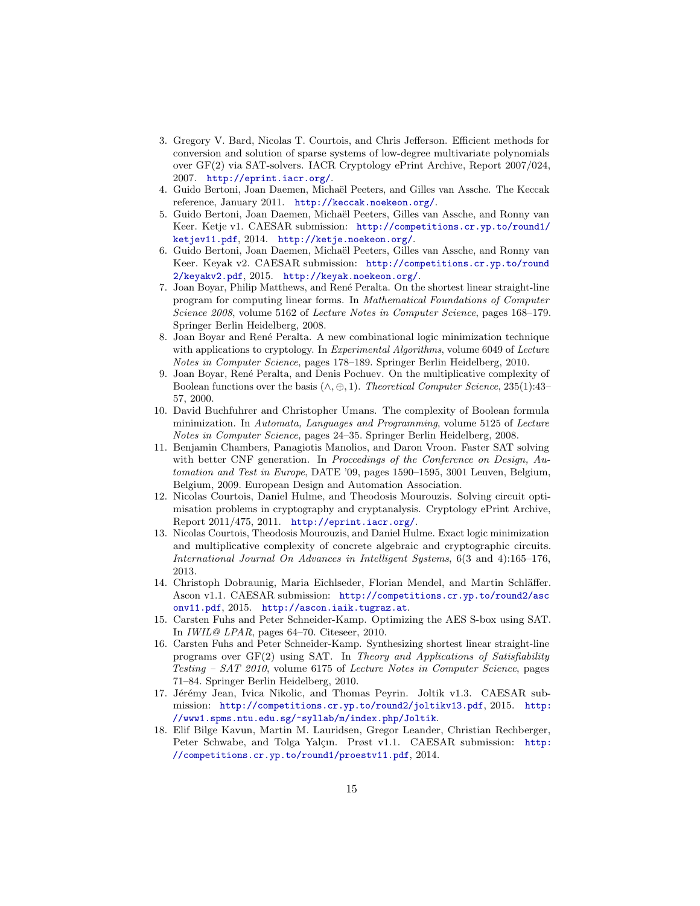3. Gregory V. Bard, Nicolas T. Courtois, and Chris Jefferson. Efficient methods for conversion and solution of sparse systems of low-degree multivariate polynomials over GF(2) via SAT-solvers. IACR Cryptology ePrint Archive, Report 2007/024, 2007. http://eprint.iacr.org/.
4. Guido Bertoni, Joan Daemen, Michaël Peeters, and Gilles van Assche. The Keccak reference, January 2011. http://keccak.noekeon.org/.
5. Guido Bertoni, Joan Daemen, Michaël Peeters, Gilles van Assche, and Ronny van Keer. Ketje v1. CAESAR submission: http://competitions.cr.yp.to/round1/ketjev11.pdf, 2014. http://ketje.noekeon.org/.
6. Guido Bertoni, Joan Daemen, Michaël Peeters, Gilles van Assche, and Ronny van Keer. Keyak v2. CAESAR submission: http://competitions.cr.yp.to/round2/keyakv2.pdf, 2015. http://keyak.noekeon.org/.
7. Joan Boyar, Philip Matthews, and René Peralta. On the shortest linear straight-line program for computing linear forms. In *Mathematical Foundations of Computer Science 2008*, volume 5162 of *Lecture Notes in Computer Science*, pages 168–179. Springer Berlin Heidelberg, 2008.
8. Joan Boyar and René Peralta. A new combinational logic minimization technique with applications to cryptology. In *Experimental Algorithms*, volume 6049 of *Lecture Notes in Computer Science*, pages 178–189. Springer Berlin Heidelberg, 2010.
9. Joan Boyar, René Peralta, and Denis Pochuev. On the multiplicative complexity of Boolean functions over the basis $(\wedge, \oplus, 1)$. *Theoretical Computer Science*, 235(1):43–57, 2000.
10. David Buchfuhrer and Christopher Umans. The complexity of Boolean formula minimization. In *Automata, Languages and Programming*, volume 5125 of *Lecture Notes in Computer Science*, pages 24–35. Springer Berlin Heidelberg, 2008.
11. Benjamin Chambers, Panagiotis Manolios, and Daron Vroon. Faster SAT solving with better CNF generation. In *Proceedings of the Conference on Design, Automation and Test in Europe*, DATE '09, pages 1590–1595, 3001 Leuven, Belgium, Belgium, 2009. European Design and Automation Association.
12. Nicolas Courtois, Daniel Hulme, and Theodosis Mourouzis. Solving circuit optimisation problems in cryptography and cryptanalysis. Cryptology ePrint Archive, Report 2011/475, 2011. http://eprint.iacr.org/.
13. Nicolas Courtois, Theodosis Mourouzis, and Daniel Hulme. Exact logic minimization and multiplicative complexity of concrete algebraic and cryptographic circuits. *International Journal On Advances in Intelligent Systems*, 6(3 and 4):165–176, 2013.
14. Christoph Dobraunig, Maria Eichlseder, Florian Mendel, and Martin Schläffer. Ascon v1.1. CAESAR submission: http://competitions.cr.yp.to/round2/asconv11.pdf, 2015. http://ascon.iaik.tugraz.at.
15. Carsten Fuhs and Peter Schneider-Kamp. Optimizing the AES S-box using SAT. In *IWIL@ LPAR*, pages 64–70. Citeseer, 2010.
16. Carsten Fuhs and Peter Schneider-Kamp. Synthesizing shortest linear straight-line programs over GF(2) using SAT. In *Theory and Applications of Satisfiability Testing – SAT 2010*, volume 6175 of *Lecture Notes in Computer Science*, pages 71–84. Springer Berlin Heidelberg, 2010.
17. Jérémy Jean, Ivica Nikolic, and Thomas Peyrin. Joltik v1.3. CAESAR submission: http://competitions.cr.yp.to/round2/joltikv13.pdf, 2015. http://www1.spms.ntu.edu.sg/~syllab/m/index.php/Joltik.
18. Elif Bilge Kavun, Martin M. Lauridsen, Gregor Leander, Christian Rechberger, Peter Schwabe, and Tolga Yalçın. Prøst v1.1. CAESAR submission: http://competitions.cr.yp.to/round1/proestv11.pdf, 2014.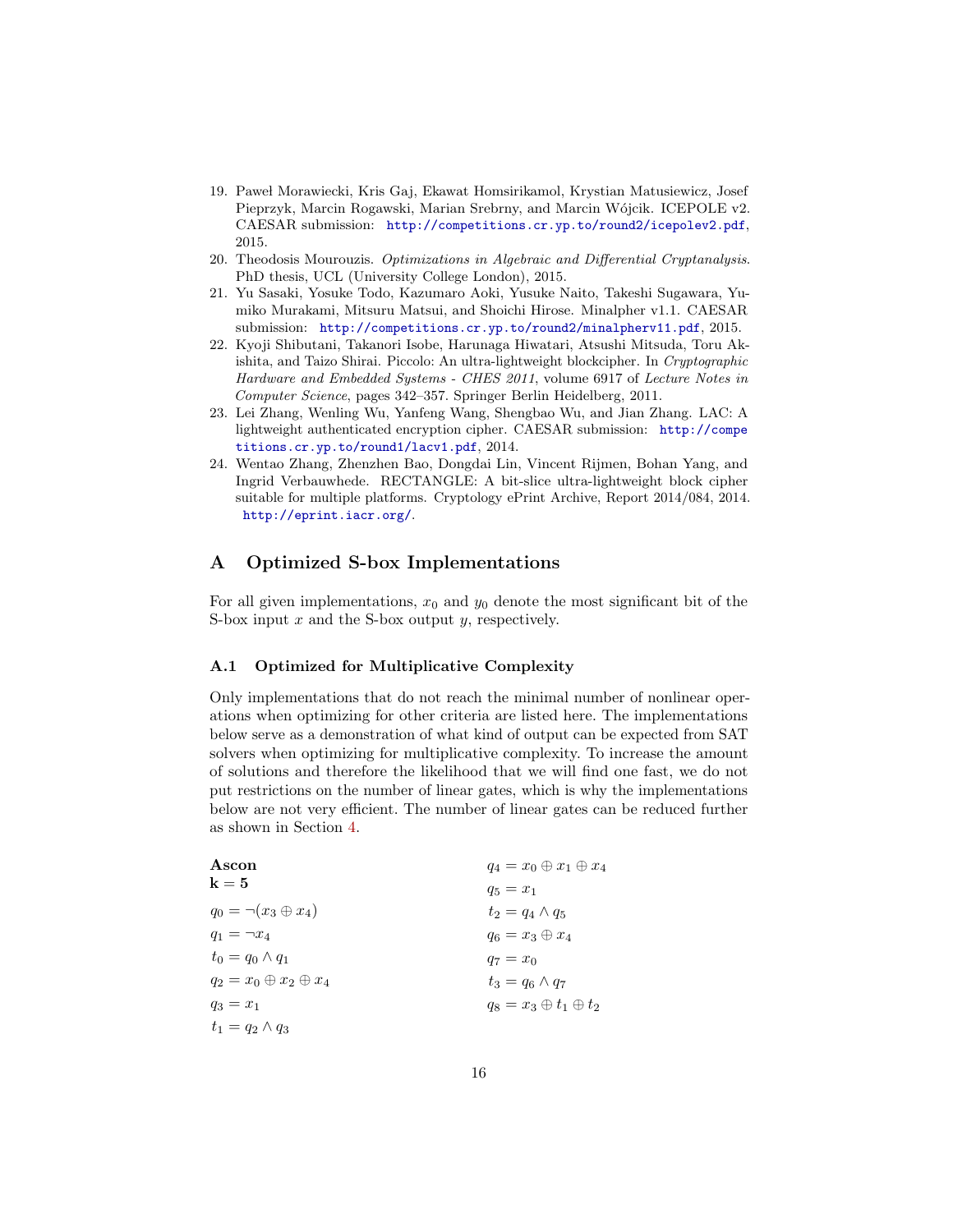19. Paweł Morawiecki, Kris Gaj, Ekawat Homsirikamol, Krystian Matusiewicz, Josef Pieprzyk, Marcin Rogawski, Marian Srebrny, and Marcin Wójcik. ICEPOLE v2. CAESAR submission: http://competitions.cr.yp.to/round2/icepolev2.pdf, 2015.
20. Theodosis Mourouzis. *Optimizations in Algebraic and Differential Cryptanalysis.* PhD thesis, UCL (University College London), 2015.
21. Yu Sasaki, Yosuke Todo, Kazumaro Aoki, Yusuke Naito, Takeshi Sugawara, Yumiko Murakami, Mitsuru Matsui, and Shoichi Hirose. Minalpher v1.1. CAESAR submission: http://competitions.cr.yp.to/round2/minalpherv11.pdf, 2015.
22. Kyoji Shibutani, Takanori Isobe, Harunaga Hiwatari, Atsushi Mitsuda, Toru Akishita, and Taizo Shirai. Piccolo: An ultra-lightweight blockcipher. In *Cryptographic Hardware and Embedded Systems - CHES 2011*, volume 6917 of *Lecture Notes in Computer Science*, pages 342–357. Springer Berlin Heidelberg, 2011.
23. Lei Zhang, Wenling Wu, Yanfeng Wang, Shengbao Wu, and Jian Zhang. LAC: A lightweight authenticated encryption cipher. CAESAR submission: http://competitions.cr.yp.to/round1/lacv1.pdf, 2014.
24. Wentao Zhang, Zhenzhen Bao, Dongdai Lin, Vincent Rijmen, Bohan Yang, and Ingrid Verbauwhede. RECTANGLE: A bit-slice ultra-lightweight block cipher suitable for multiple platforms. Cryptology ePrint Archive, Report 2014/084, 2014. http://eprint.iacr.org/.

# A Optimized S-box Implementations

For all given implementations, $x_0$ and $y_0$ denote the most significant bit of the S-box input $x$ and the S-box output $y$, respectively.

## A.1 Optimized for Multiplicative Complexity

Only implementations that do not reach the minimal number of nonlinear operations when optimizing for other criteria are listed here. The implementations below serve as a demonstration of what kind of output can be expected from SAT solvers when optimizing for multiplicative complexity. To increase the amount of solutions and therefore the likelihood that we will find one fast, we do not put restrictions on the number of linear gates, which is why the implementations below are not very efficient. The number of linear gates can be reduced further as shown in Section 4.

**Ascon**
**k = 5**

$q_0 = \neg(x_3 \oplus x_4)$

$q_1 = \neg x_4$

$t_0 = q_0 \wedge q_1$

$q_2 = x_0 \oplus x_2 \oplus x_4$

$q_3 = x_1$

$t_1 = q_2 \wedge q_3$

$q_4 = x_0 \oplus x_1 \oplus x_4$

$q_5 = x_1$

$t_2 = q_4 \wedge q_5$

$q_6 = x_3 \oplus x_4$

$q_7 = x_0$

$t_3 = q_6 \wedge q_7$

$q_8 = x_3 \oplus t_1 \oplus t_2$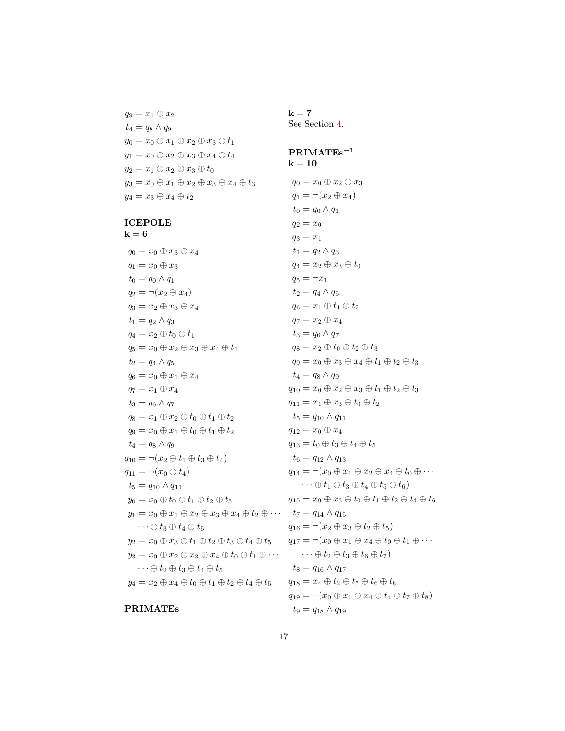$q_9 = x_1 \oplus x_2$
$t_4 = q_8 \wedge q_9$
$y_0 = x_0 \oplus x_1 \oplus x_2 \oplus x_3 \oplus t_1$
$y_1 = x_0 \oplus x_2 \oplus x_3 \oplus x_4 \oplus t_4$
$y_2 = x_1 \oplus x_2 \oplus x_3 \oplus t_0$
$y_3 = x_0 \oplus x_1 \oplus x_2 \oplus x_3 \oplus x_4 \oplus t_3$
$y_4 = x_3 \oplus x_4 \oplus t_2$

**ICEPOLE**
**k = 6**

$$
\begin{aligned}
q_0 &= x_0 \oplus x_3 \oplus x_4 \\
q_1 &= x_0 \oplus x_3 \\
t_0 &= q_0 \wedge q_1 \\
q_2 &= \neg(x_2 \oplus x_4) \\
q_3 &= x_2 \oplus x_3 \oplus x_4 \\
t_1 &= q_2 \wedge q_3 \\
q_4 &= x_2 \oplus t_0 \oplus t_1 \\
q_5 &= x_0 \oplus x_2 \oplus x_3 \oplus x_4 \oplus t_1 \\
t_2 &= q_4 \wedge q_5 \\
q_6 &= x_0 \oplus x_1 \oplus x_4 \\
q_7 &= x_1 \oplus x_4 \\
t_3 &= q_6 \wedge q_7 \\
q_8 &= x_1 \oplus x_2 \oplus t_0 \oplus t_1 \oplus t_2 \\
q_9 &= x_0 \oplus x_1 \oplus t_0 \oplus t_1 \oplus t_2 \\
t_4 &= q_8 \wedge q_9 \\
q_{10} &= \neg(x_2 \oplus t_1 \oplus t_3 \oplus t_4) \\
q_{11} &= \neg(x_0 \oplus t_4) \\
t_5 &= q_{10} \wedge q_{11} \\
y_0 &= x_0 \oplus t_0 \oplus t_1 \oplus t_2 \oplus t_5 \\
y_1 &= x_0 \oplus x_1 \oplus x_2 \oplus x_3 \oplus x_4 \oplus t_2 \oplus \cdots \\
&\quad \cdots \oplus t_3 \oplus t_4 \oplus t_5 \\
y_2 &= x_0 \oplus x_3 \oplus t_1 \oplus t_2 \oplus t_3 \oplus t_4 \oplus t_5 \\
y_3 &= x_0 \oplus x_2 \oplus x_3 \oplus x_4 \oplus t_0 \oplus t_1 \oplus \cdots \\
&\quad \cdots \oplus t_2 \oplus t_3 \oplus t_4 \oplus t_5 \\
y_4 &= x_2 \oplus x_4 \oplus t_0 \oplus t_1 \oplus t_2 \oplus t_4 \oplus t_5
\end{aligned}
$$

**PRIMATEs**
**k = 7**
See Section 4.

**PRIMATEs$^{-1}$**
**k = 10**

$$
\begin{aligned}
q_0 &= x_0 \oplus x_2 \oplus x_3 \\
q_1 &= \neg(x_2 \oplus x_4) \\
t_0 &= q_0 \wedge q_1 \\
q_2 &= x_0 \\
q_3 &= x_1 \\
t_1 &= q_2 \wedge q_3 \\
q_4 &= x_2 \oplus x_3 \oplus t_0 \\
q_5 &= \neg x_1 \\
t_2 &= q_4 \wedge q_5 \\
q_6 &= x_1 \oplus t_1 \oplus t_2 \\
q_7 &= x_2 \oplus x_4 \\
t_3 &= q_6 \wedge q_7 \\
q_8 &= x_2 \oplus t_0 \oplus t_2 \oplus t_3 \\
q_9 &= x_0 \oplus x_3 \oplus x_4 \oplus t_1 \oplus t_2 \oplus t_3 \\
t_4 &= q_8 \wedge q_9 \\
q_{10} &= x_0 \oplus x_2 \oplus x_3 \oplus t_1 \oplus t_2 \oplus t_3 \\
q_{11} &= x_1 \oplus x_3 \oplus t_0 \oplus t_2 \\
t_5 &= q_{10} \wedge q_{11} \\
q_{12} &= x_0 \oplus x_4 \\
q_{13} &= t_0 \oplus t_3 \oplus t_4 \oplus t_5 \\
t_6 &= q_{12} \wedge q_{13} \\
q_{14} &= \neg(x_0 \oplus x_1 \oplus x_2 \oplus x_4 \oplus t_0 \oplus \cdots \\
&\quad \cdots \oplus t_1 \oplus t_3 \oplus t_4 \oplus t_5 \oplus t_6) \\
q_{15} &= x_0 \oplus x_3 \oplus t_0 \oplus t_1 \oplus t_2 \oplus t_4 \oplus t_6 \\
t_7 &= q_{14} \wedge q_{15} \\
q_{16} &= \neg(x_2 \oplus x_3 \oplus t_2 \oplus t_5) \\
q_{17} &= \neg(x_0 \oplus x_1 \oplus x_4 \oplus t_0 \oplus t_1 \oplus \cdots \\
&\quad \cdots \oplus t_2 \oplus t_3 \oplus t_6 \oplus t_7) \\
t_8 &= q_{16} \wedge q_{17} \\
q_{18} &= x_4 \oplus t_2 \oplus t_5 \oplus t_6 \oplus t_8 \\
q_{19} &= \neg(x_0 \oplus x_1 \oplus x_4 \oplus t_4 \oplus t_7 \oplus t_8) \\
t_9 &= q_{18} \wedge q_{19}
\end{aligned}
$$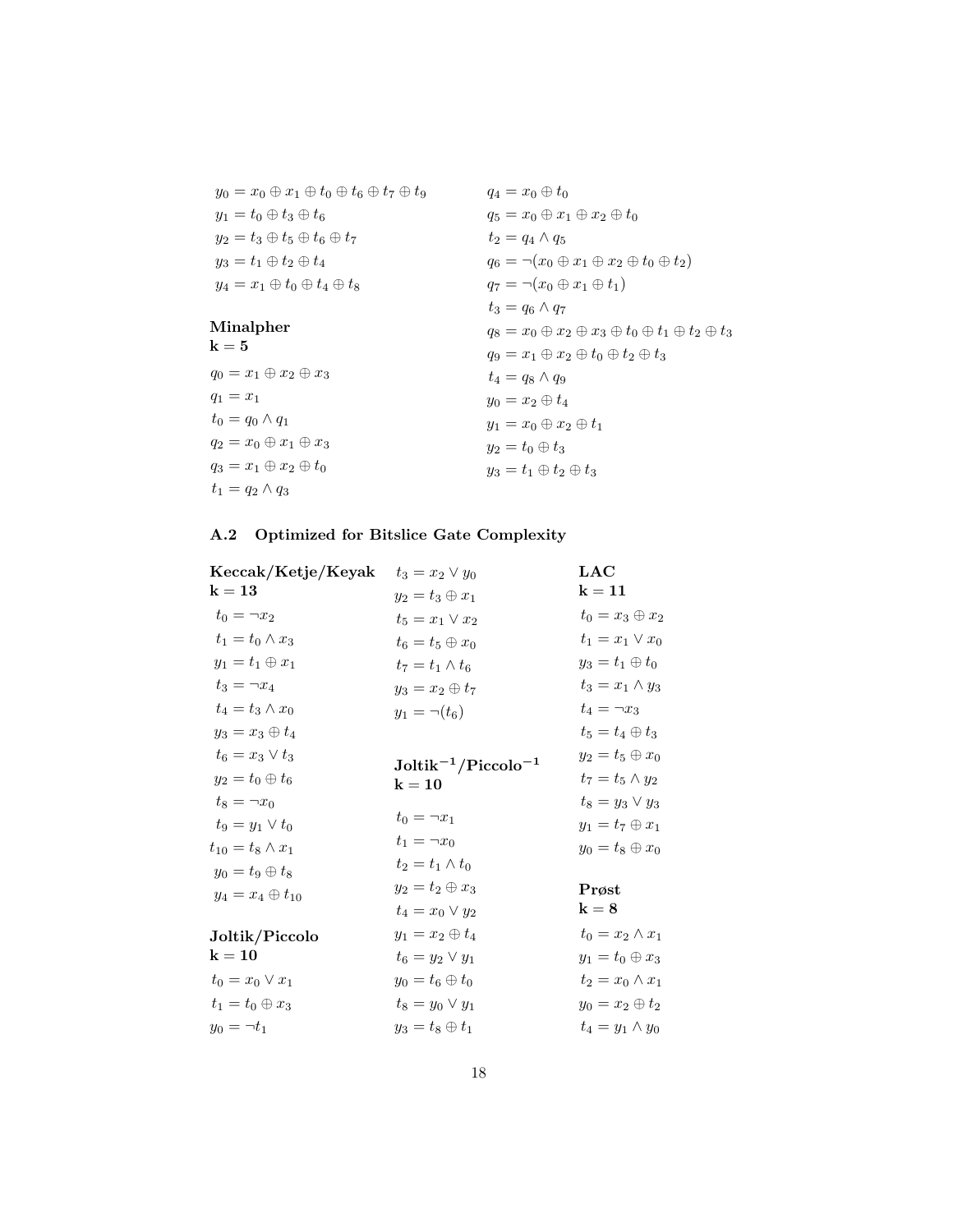$y_0 = x_0 \oplus x_1 \oplus t_0 \oplus t_6 \oplus t_7 \oplus t_9$
$y_1 = t_0 \oplus t_3 \oplus t_6$
$y_2 = t_3 \oplus t_5 \oplus t_6 \oplus t_7$
$y_3 = t_1 \oplus t_2 \oplus t_4$
$y_4 = x_1 \oplus t_0 \oplus t_4 \oplus t_8$

**Minalpher**
**k = 5**

$q_0 = x_1 \oplus x_2 \oplus x_3$
$q_1 = x_1$
$t_0 = q_0 \wedge q_1$
$q_2 = x_0 \oplus x_1 \oplus x_3$
$q_3 = x_1 \oplus x_2 \oplus t_0$
$t_1 = q_2 \wedge q_3$
$q_4 = x_0 \oplus t_0$
$q_5 = x_0 \oplus x_1 \oplus x_2 \oplus t_0$
$t_2 = q_4 \wedge q_5$
$q_6 = \neg(x_0 \oplus x_1 \oplus x_2 \oplus t_0 \oplus t_2)$
$q_7 = \neg(x_0 \oplus x_1 \oplus t_1)$
$t_3 = q_6 \wedge q_7$
$q_8 = x_0 \oplus x_2 \oplus x_3 \oplus t_0 \oplus t_1 \oplus t_2 \oplus t_3$
$q_9 = x_1 \oplus x_2 \oplus t_0 \oplus t_2 \oplus t_3$
$t_4 = q_8 \wedge q_9$
$y_0 = x_2 \oplus t_4$
$y_1 = x_0 \oplus x_2 \oplus t_1$
$y_2 = t_0 \oplus t_3$
$y_3 = t_1 \oplus t_2 \oplus t_3$

## A.2 Optimized for Bitslice Gate Complexity

**Keccak/Ketje/Keyak**
**k = 13**

$t_0 = \neg x_2$
$t_1 = t_0 \wedge x_3$
$y_1 = t_1 \oplus x_1$
$t_3 = \neg x_4$
$t_4 = t_3 \wedge x_0$
$y_3 = x_3 \oplus t_4$
$t_6 = x_3 \vee t_3$
$y_2 = t_0 \oplus t_6$
$t_8 = \neg x_0$
$t_9 = y_1 \vee t_0$
$t_{10} = t_8 \wedge x_1$
$y_0 = t_9 \oplus t_8$
$y_4 = x_4 \oplus t_{10}$

**Joltik/Piccolo**
**k = 10**

$t_0 = x_0 \vee x_1$
$t_1 = t_0 \oplus x_3$
$y_0 = \neg t_1$
$t_3 = x_2 \vee y_0$
$y_2 = t_3 \oplus x_1$
$t_5 = x_1 \vee x_2$
$t_6 = t_5 \oplus x_0$
$t_7 = t_1 \wedge t_6$
$y_3 = x_2 \oplus t_7$
$y_1 = \neg(t_6)$

**Joltik$^{-1}$/Piccolo$^{-1}$**
**k = 10**

$t_0 = \neg x_1$
$t_1 = \neg x_0$
$t_2 = t_1 \wedge t_0$
$y_2 = t_2 \oplus x_3$
$t_4 = x_0 \vee y_2$
$y_1 = x_2 \oplus t_4$
$t_6 = y_2 \vee y_1$
$y_0 = t_6 \oplus t_0$
$t_8 = y_0 \vee y_1$
$y_3 = t_8 \oplus t_1$

**LAC**
**k = 11**

$t_0 = x_3 \oplus x_2$
$t_1 = x_1 \vee x_0$
$y_3 = t_1 \oplus t_0$
$t_3 = x_1 \wedge y_3$
$t_4 = \neg x_3$
$t_5 = t_4 \oplus t_3$
$y_2 = t_5 \oplus x_0$
$t_7 = t_5 \wedge y_2$
$t_8 = y_3 \vee y_3$
$y_1 = t_7 \oplus x_1$
$y_0 = t_8 \oplus x_0$

**Prøst**
**k = 8**

$t_0 = x_2 \wedge x_1$
$y_1 = t_0 \oplus x_3$
$t_2 = x_0 \wedge x_1$
$y_0 = x_2 \oplus t_2$
$t_4 = y_1 \wedge y_0$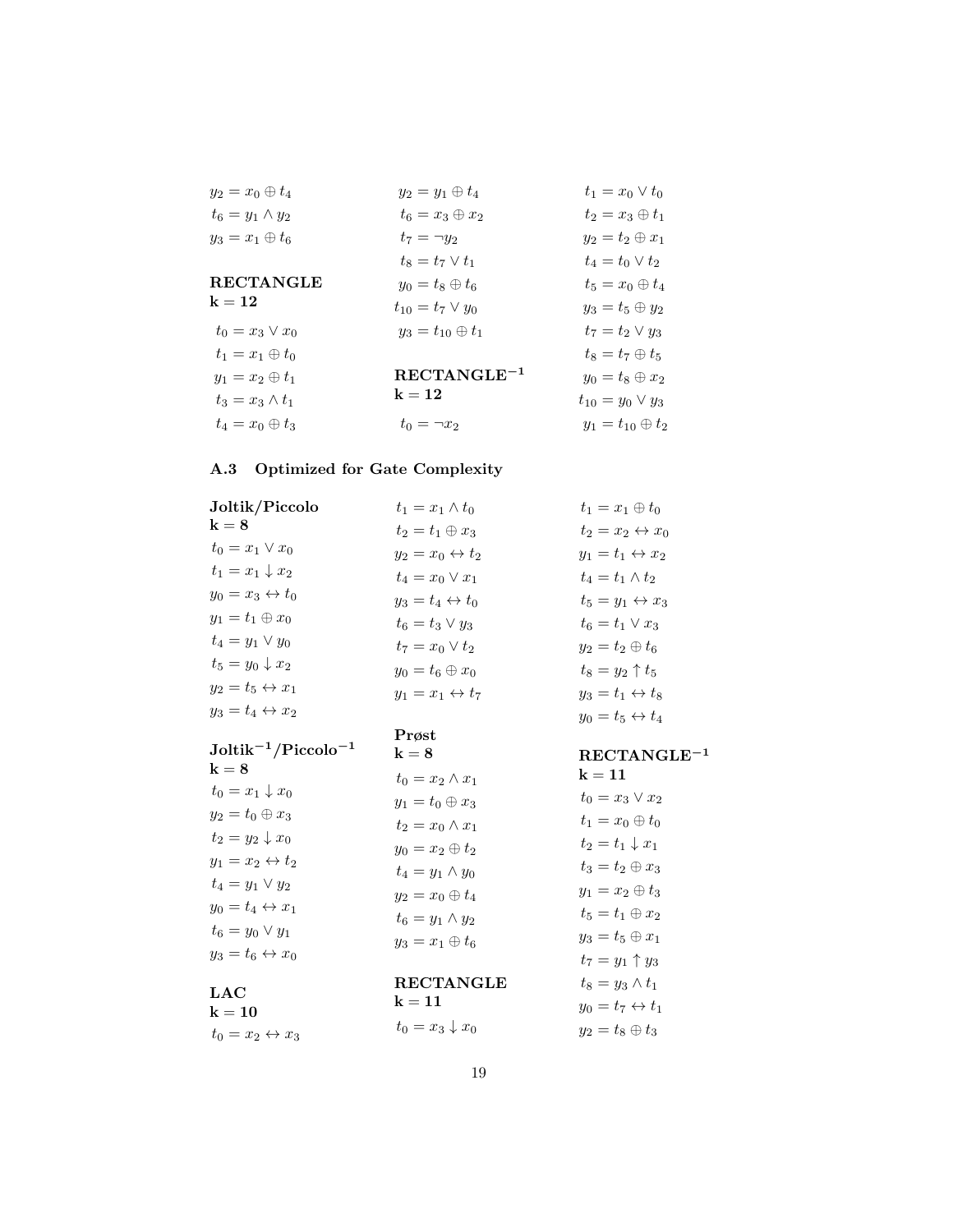$y_2 = x_0 \oplus t_4$

$t_6 = y_1 \wedge y_2$

$y_3 = x_1 \oplus t_6$

**RECTANGLE**
**k = 12**

$t_0 = x_3 \vee x_0$

$t_1 = x_1 \oplus t_0$

$y_1 = x_2 \oplus t_1$

$t_3 = x_3 \wedge t_1$

$t_4 = x_0 \oplus t_3$

$y_2 = y_1 \oplus t_4$

$t_6 = x_3 \oplus x_2$

$t_7 = \neg y_2$

$t_8 = t_7 \vee t_1$

$y_0 = t_8 \oplus t_6$

$t_{10} = t_7 \vee y_0$

$y_3 = t_{10} \oplus t_1$

**RECTANGLE$^{-1}$**
**k = 12**

$t_0 = \neg x_2$

$t_1 = x_0 \vee t_0$

$t_2 = x_3 \oplus t_1$

$y_2 = t_2 \oplus x_1$

$t_4 = t_0 \vee t_2$

$t_5 = x_0 \oplus t_4$

$y_3 = t_5 \oplus y_2$

$t_7 = t_2 \vee y_3$

$t_8 = t_7 \oplus t_5$

$y_0 = t_8 \oplus x_2$

$t_{10} = y_0 \vee y_3$

$y_1 = t_{10} \oplus t_2$

### A.3 Optimized for Gate Complexity

**Joltik/Piccolo**
**k = 8**

$t_0 = x_1 \vee x_0$

$t_1 = x_1 \downarrow x_2$

$y_0 = x_3 \leftrightarrow t_0$

$y_1 = t_1 \oplus x_0$

$t_4 = y_1 \vee y_0$

$t_5 = y_0 \downarrow x_2$

$y_2 = t_5 \leftrightarrow x_1$

$y_3 = t_4 \leftrightarrow x_2$

**Joltik$^{-1}$/Piccolo$^{-1}$**
**k = 8**

$t_0 = x_1 \downarrow x_0$

$y_2 = t_0 \oplus x_3$

$t_2 = y_2 \downarrow x_0$

$y_1 = x_2 \leftrightarrow t_2$

$t_4 = y_1 \vee y_2$

$y_0 = t_4 \leftrightarrow x_1$

$t_6 = y_0 \vee y_1$

$y_3 = t_6 \leftrightarrow x_0$

**LAC**
**k = 10**

$t_0 = x_2 \leftrightarrow x_3$

$t_1 = x_1 \wedge t_0$

$t_2 = t_1 \oplus x_3$

$y_2 = x_0 \leftrightarrow t_2$

$t_4 = x_0 \vee x_1$

$y_3 = t_4 \leftrightarrow t_0$

$t_6 = t_3 \vee y_3$

$t_7 = x_0 \vee t_2$

$y_0 = t_6 \oplus x_0$

$y_1 = x_1 \leftrightarrow t_7$

**Prøst**
**k = 8**

$t_0 = x_2 \wedge x_1$

$y_1 = t_0 \oplus x_3$

$t_2 = x_0 \wedge x_1$

$y_0 = x_2 \oplus t_2$

$t_4 = y_1 \wedge y_0$

$y_2 = x_0 \oplus t_4$

$t_6 = y_1 \wedge y_2$

$y_3 = x_1 \oplus t_6$

**RECTANGLE**
**k = 11**

$t_0 = x_3 \downarrow x_0$

$t_1 = x_1 \oplus t_0$

$t_2 = x_2 \leftrightarrow x_0$

$y_1 = t_1 \leftrightarrow x_2$

$t_4 = t_1 \wedge t_2$

$t_5 = y_1 \leftrightarrow x_3$

$t_6 = t_1 \vee x_3$

$y_2 = t_2 \oplus t_6$

$t_8 = y_2 \uparrow t_5$

$y_3 = t_1 \leftrightarrow t_8$

$y_0 = t_5 \leftrightarrow t_4$

**RECTANGLE$^{-1}$**
**k = 11**

$t_0 = x_3 \vee x_2$

$t_1 = x_0 \oplus t_0$

$t_2 = t_1 \downarrow x_1$

$t_3 = t_2 \oplus x_3$

$y_1 = x_2 \oplus t_3$

$t_5 = t_1 \oplus x_2$

$y_3 = t_5 \oplus x_1$

$t_7 = y_1 \uparrow y_3$

$t_8 = y_3 \wedge t_1$

$y_0 = t_7 \leftrightarrow t_1$

$y_2 = t_8 \oplus t_3$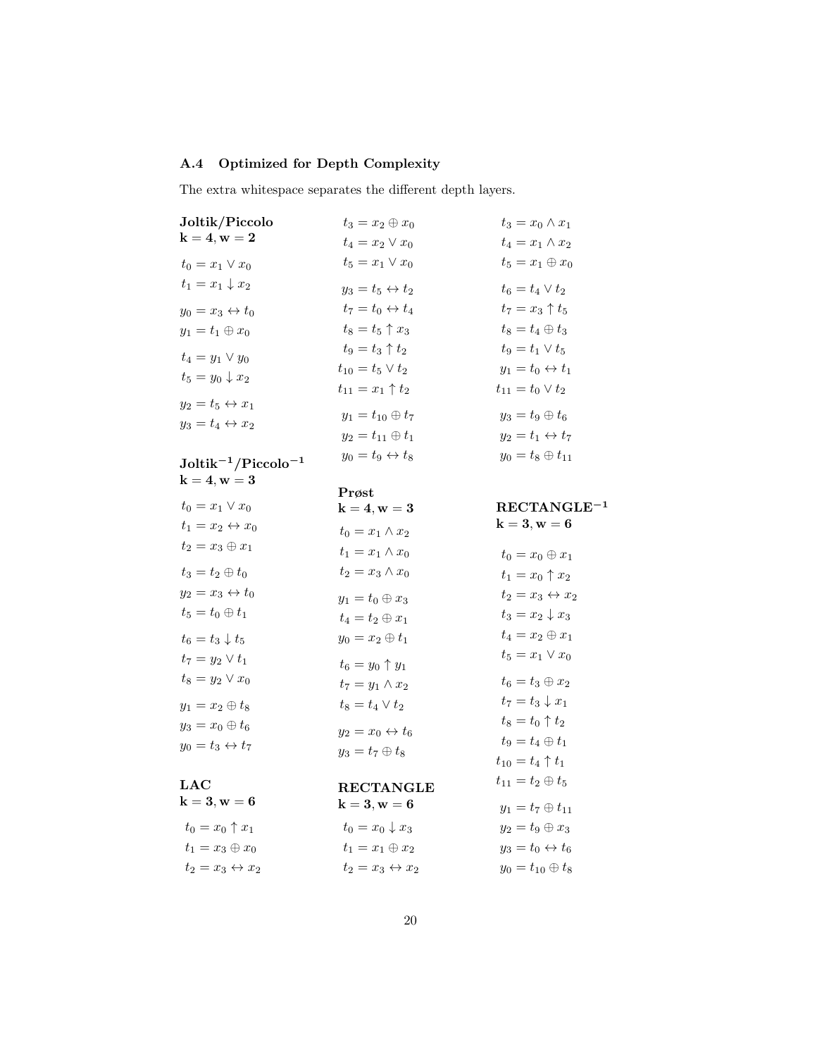### A.4 Optimized for Depth Complexity

The extra whitespace separates the different depth layers.

**Joltik/Piccolo**
**$\mathbf{k = 4, w = 2}$**

$t_0 = x_1 \vee x_0$
$t_1 = x_1 \downarrow x_2$

$y_0 = x_3 \leftrightarrow t_0$
$y_1 = t_1 \oplus x_0$

$t_4 = y_1 \vee y_0$
$t_5 = y_0 \downarrow x_2$

$y_2 = t_5 \leftrightarrow x_1$
$y_3 = t_4 \leftrightarrow x_2$

**$\mathbf{Joltik^{-1}/Piccolo^{-1}}$**
**$\mathbf{k = 4, w = 3}$**

$t_0 = x_1 \vee x_0$
$t_1 = x_2 \leftrightarrow x_0$
$t_2 = x_3 \oplus x_1$

$t_3 = t_2 \oplus t_0$
$y_2 = x_3 \leftrightarrow t_0$
$t_5 = t_0 \oplus t_1$

$t_6 = t_3 \downarrow t_5$
$t_7 = y_2 \vee t_1$
$t_8 = y_2 \vee x_0$

$y_1 = x_2 \oplus t_8$
$y_3 = x_0 \oplus t_6$
$y_0 = t_3 \leftrightarrow t_7$

**LAC**
**$\mathbf{k = 3, w = 6}$**

$t_0 = x_0 \uparrow x_1$
$t_1 = x_3 \oplus x_0$
$t_2 = x_3 \leftrightarrow x_2$
$t_3 = x_2 \oplus x_0$
$t_4 = x_2 \vee x_0$
$t_5 = x_1 \vee x_0$

$y_3 = t_5 \leftrightarrow t_2$
$t_7 = t_0 \leftrightarrow t_4$
$t_8 = t_5 \uparrow x_3$
$t_9 = t_3 \uparrow t_2$
$t_{10} = t_5 \vee t_2$
$t_{11} = x_1 \uparrow t_2$

$y_1 = t_{10} \oplus t_7$
$y_2 = t_{11} \oplus t_1$
$y_0 = t_9 \leftrightarrow t_8$

**Prøst**
**$\mathbf{k = 4, w = 3}$**

$t_0 = x_1 \wedge x_2$
$t_1 = x_1 \wedge x_0$
$t_2 = x_3 \wedge x_0$

$y_1 = t_0 \oplus x_3$
$t_4 = t_2 \oplus x_1$
$y_0 = x_2 \oplus t_1$

$t_6 = y_0 \uparrow y_1$
$t_7 = y_1 \wedge x_2$
$t_8 = t_4 \vee t_2$

$y_2 = x_0 \leftrightarrow t_6$
$y_3 = t_7 \oplus t_8$

**RECTANGLE**
**$\mathbf{k = 3, w = 6}$**

$t_0 = x_0 \downarrow x_3$
$t_1 = x_1 \oplus x_2$
$t_2 = x_3 \leftrightarrow x_2$
$t_3 = x_0 \wedge x_1$
$t_4 = x_1 \wedge x_2$
$t_5 = x_1 \oplus x_0$

$t_6 = t_4 \vee t_2$
$t_7 = x_3 \uparrow t_5$
$t_8 = t_4 \oplus t_3$
$t_9 = t_1 \vee t_5$
$y_1 = t_0 \leftrightarrow t_1$
$t_{11} = t_0 \vee t_2$

$y_3 = t_9 \oplus t_6$
$y_2 = t_1 \leftrightarrow t_7$
$y_0 = t_8 \oplus t_{11}$

**$\mathbf{RECTANGLE^{-1}}$**
**$\mathbf{k = 3, w = 6}$**

$t_0 = x_0 \oplus x_1$
$t_1 = x_0 \uparrow x_2$
$t_2 = x_3 \leftrightarrow x_2$
$t_3 = x_2 \downarrow x_3$
$t_4 = x_2 \oplus x_1$
$t_5 = x_1 \vee x_0$

$t_6 = t_3 \oplus x_2$
$t_7 = t_3 \downarrow x_1$
$t_8 = t_0 \uparrow t_2$
$t_9 = t_4 \oplus t_1$
$t_{10} = t_4 \uparrow t_1$
$t_{11} = t_2 \oplus t_5$

$y_1 = t_7 \oplus t_{11}$
$y_2 = t_9 \oplus x_3$
$y_3 = t_0 \leftrightarrow t_6$
$y_0 = t_{10} \oplus t_8$